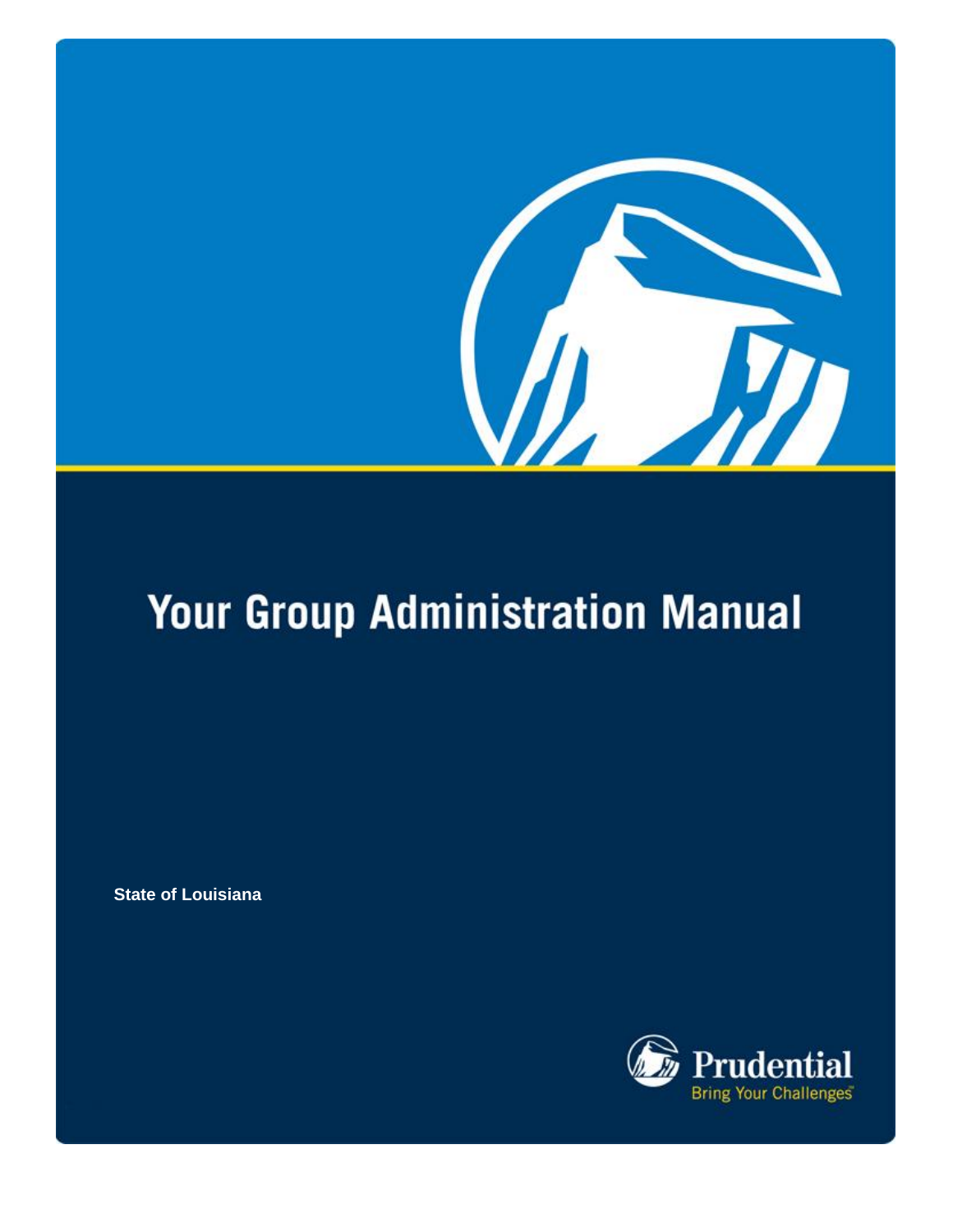# Your Group Administration Manual

**State of Louisiana**

Prudential
Bring Your Challenges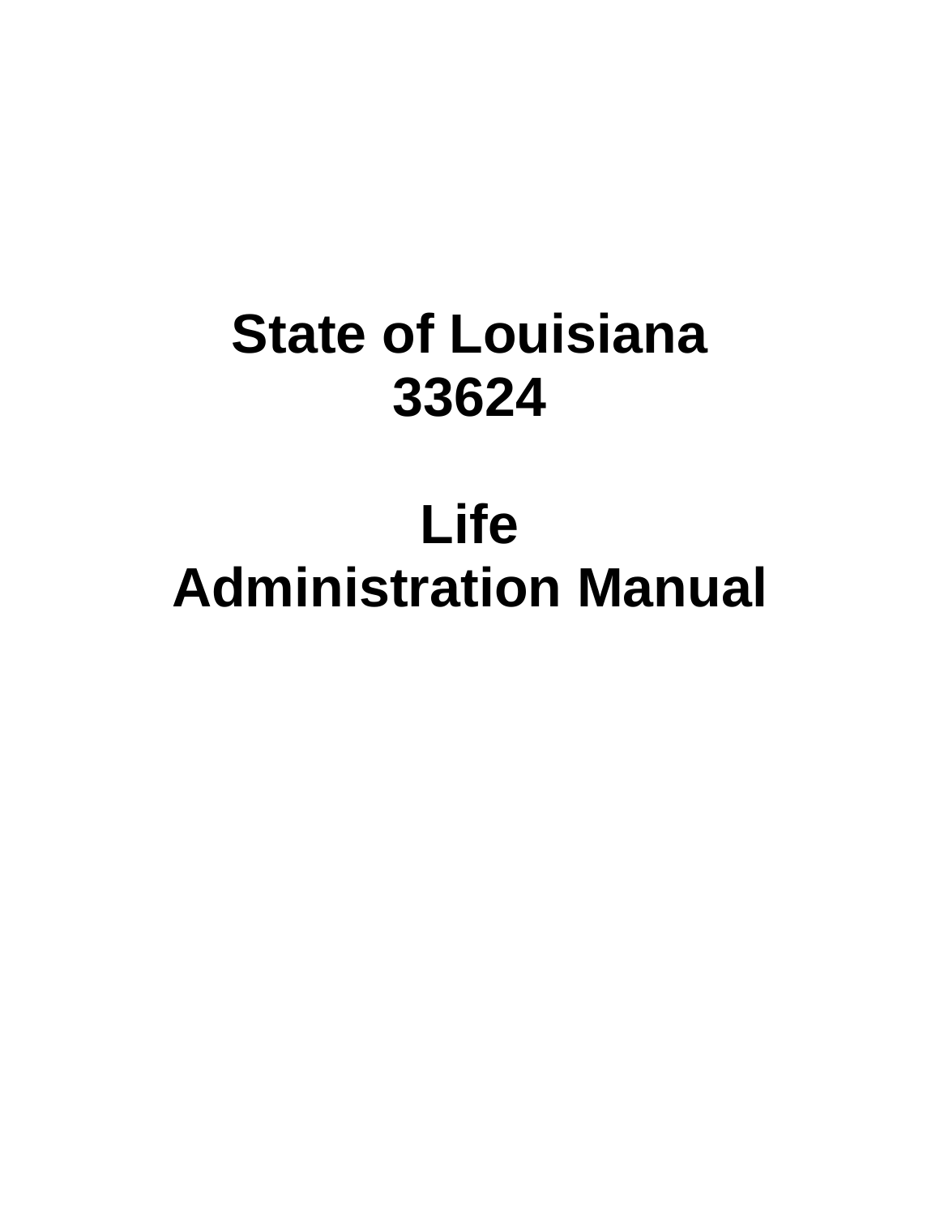# State of Louisiana
# 33624

# Life
# Administration Manual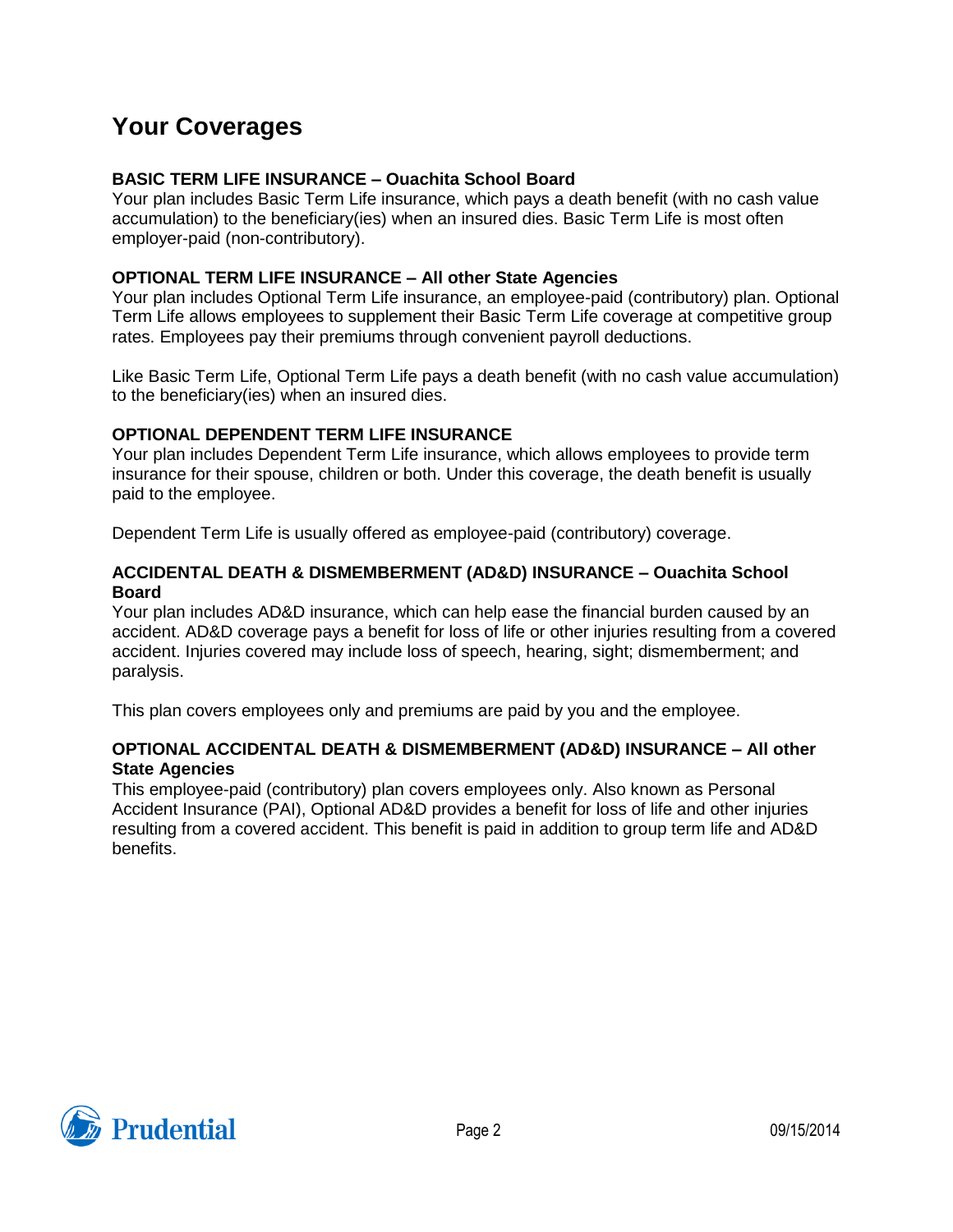# Your Coverages

**BASIC TERM LIFE INSURANCE – Ouachita School Board**

Your plan includes Basic Term Life insurance, which pays a death benefit (with no cash value accumulation) to the beneficiary(ies) when an insured dies. Basic Term Life is most often employer-paid (non-contributory).

**OPTIONAL TERM LIFE INSURANCE – All other State Agencies**

Your plan includes Optional Term Life insurance, an employee-paid (contributory) plan. Optional Term Life allows employees to supplement their Basic Term Life coverage at competitive group rates. Employees pay their premiums through convenient payroll deductions.

Like Basic Term Life, Optional Term Life pays a death benefit (with no cash value accumulation) to the beneficiary(ies) when an insured dies.

**OPTIONAL DEPENDENT TERM LIFE INSURANCE**

Your plan includes Dependent Term Life insurance, which allows employees to provide term insurance for their spouse, children or both. Under this coverage, the death benefit is usually paid to the employee.

Dependent Term Life is usually offered as employee-paid (contributory) coverage.

**ACCIDENTAL DEATH & DISMEMBERMENT (AD&D) INSURANCE – Ouachita School Board**

Your plan includes AD&D insurance, which can help ease the financial burden caused by an accident. AD&D coverage pays a benefit for loss of life or other injuries resulting from a covered accident. Injuries covered may include loss of speech, hearing, sight; dismemberment; and paralysis.

This plan covers employees only and premiums are paid by you and the employee.

**OPTIONAL ACCIDENTAL DEATH & DISMEMBERMENT (AD&D) INSURANCE – All other State Agencies**

This employee-paid (contributory) plan covers employees only. Also known as Personal Accident Insurance (PAI), Optional AD&D provides a benefit for loss of life and other injuries resulting from a covered accident. This benefit is paid in addition to group term life and AD&D benefits.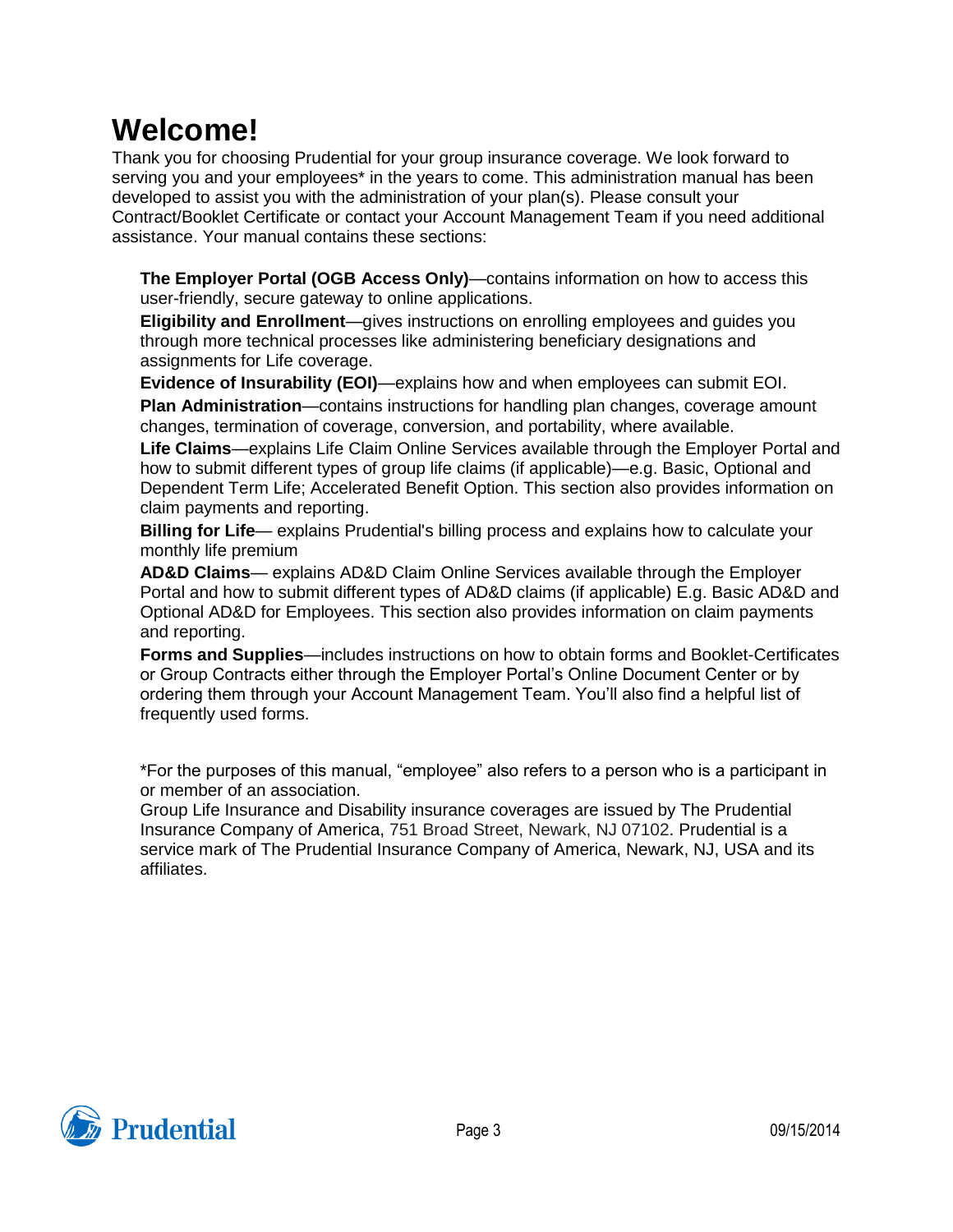# Welcome!

Thank you for choosing Prudential for your group insurance coverage. We look forward to serving you and your employees* in the years to come. This administration manual has been developed to assist you with the administration of your plan(s). Please consult your Contract/Booklet Certificate or contact your Account Management Team if you need additional assistance. Your manual contains these sections:

**The Employer Portal (OGB Access Only)**—contains information on how to access this user-friendly, secure gateway to online applications.

**Eligibility and Enrollment**—gives instructions on enrolling employees and guides you through more technical processes like administering beneficiary designations and assignments for Life coverage.

**Evidence of Insurability (EOI)**—explains how and when employees can submit EOI.

**Plan Administration**—contains instructions for handling plan changes, coverage amount changes, termination of coverage, conversion, and portability, where available.

**Life Claims**—explains Life Claim Online Services available through the Employer Portal and how to submit different types of group life claims (if applicable)—e.g. Basic, Optional and Dependent Term Life; Accelerated Benefit Option. This section also provides information on claim payments and reporting.

**Billing for Life**— explains Prudential's billing process and explains how to calculate your monthly life premium

**AD&D Claims**— explains AD&D Claim Online Services available through the Employer Portal and how to submit different types of AD&D claims (if applicable) E.g. Basic AD&D and Optional AD&D for Employees. This section also provides information on claim payments and reporting.

**Forms and Supplies**—includes instructions on how to obtain forms and Booklet-Certificates or Group Contracts either through the Employer Portal's Online Document Center or by ordering them through your Account Management Team. You'll also find a helpful list of frequently used forms.

*For the purposes of this manual, "employee" also refers to a person who is a participant in or member of an association.

Group Life Insurance and Disability insurance coverages are issued by The Prudential Insurance Company of America, 751 Broad Street, Newark, NJ 07102. Prudential is a service mark of The Prudential Insurance Company of America, Newark, NJ, USA and its affiliates.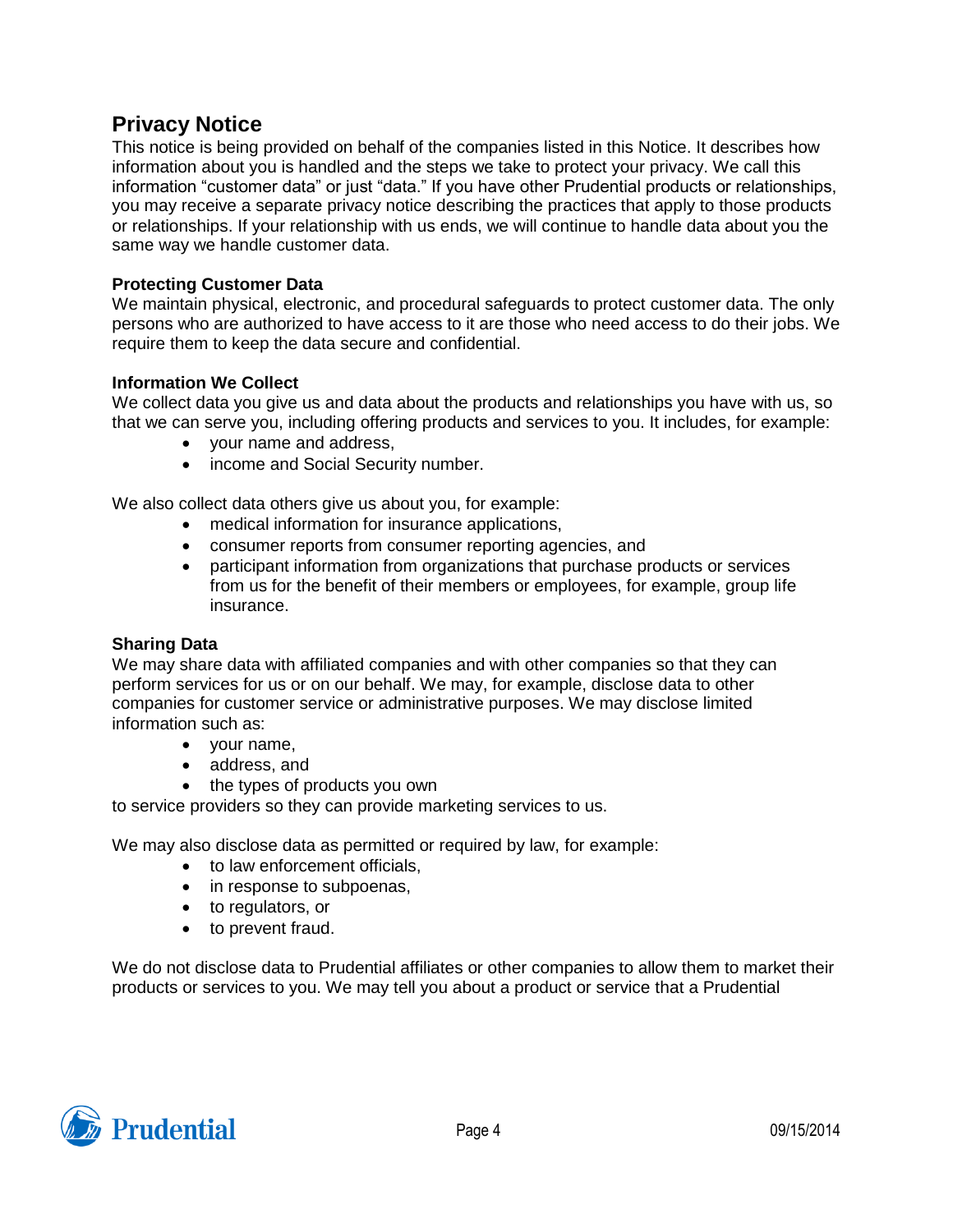## Privacy Notice

This notice is being provided on behalf of the companies listed in this Notice. It describes how information about you is handled and the steps we take to protect your privacy. We call this information "customer data" or just "data." If you have other Prudential products or relationships, you may receive a separate privacy notice describing the practices that apply to those products or relationships. If your relationship with us ends, we will continue to handle data about you the same way we handle customer data.

### Protecting Customer Data

We maintain physical, electronic, and procedural safeguards to protect customer data. The only persons who are authorized to have access to it are those who need access to do their jobs. We require them to keep the data secure and confidential.

### Information We Collect

We collect data you give us and data about the products and relationships you have with us, so that we can serve you, including offering products and services to you. It includes, for example:

- your name and address,
- income and Social Security number.

We also collect data others give us about you, for example:

- medical information for insurance applications,
- consumer reports from consumer reporting agencies, and
- participant information from organizations that purchase products or services from us for the benefit of their members or employees, for example, group life insurance.

### Sharing Data

We may share data with affiliated companies and with other companies so that they can perform services for us or on our behalf. We may, for example, disclose data to other companies for customer service or administrative purposes. We may disclose limited information such as:

- your name,
- address, and
- the types of products you own

to service providers so they can provide marketing services to us.

We may also disclose data as permitted or required by law, for example:

- to law enforcement officials,
- in response to subpoenas,
- to regulators, or
- to prevent fraud.

We do not disclose data to Prudential affiliates or other companies to allow them to market their products or services to you. We may tell you about a product or service that a Prudential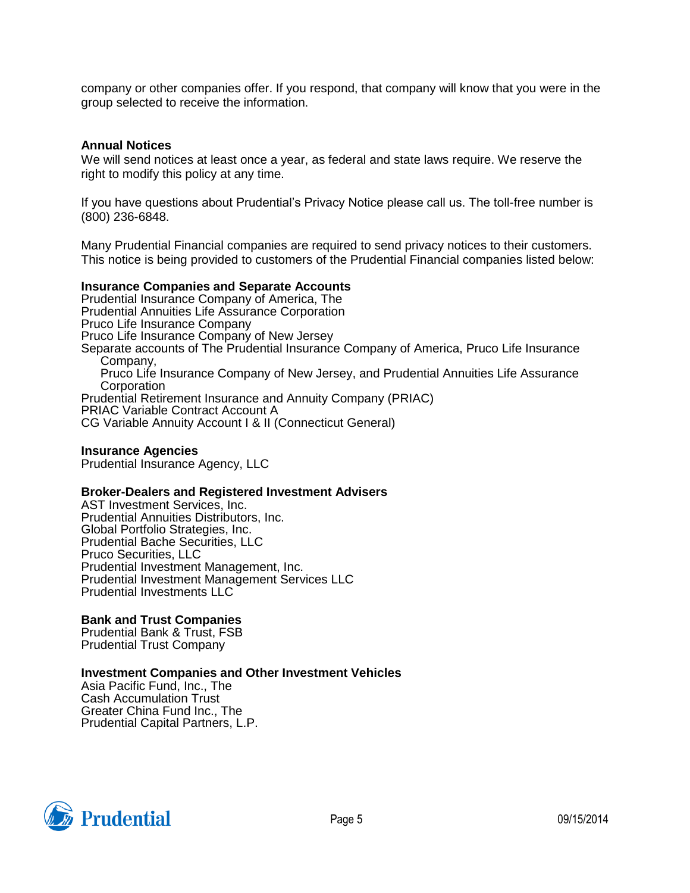company or other companies offer. If you respond, that company will know that you were in the group selected to receive the information.

**Annual Notices**

We will send notices at least once a year, as federal and state laws require. We reserve the right to modify this policy at any time.

If you have questions about Prudential's Privacy Notice please call us. The toll-free number is (800) 236-6848.

Many Prudential Financial companies are required to send privacy notices to their customers. This notice is being provided to customers of the Prudential Financial companies listed below:

**Insurance Companies and Separate Accounts**

Prudential Insurance Company of America, The
Prudential Annuities Life Assurance Corporation
Pruco Life Insurance Company
Pruco Life Insurance Company of New Jersey
Separate accounts of The Prudential Insurance Company of America, Pruco Life Insurance Company,
Pruco Life Insurance Company of New Jersey, and Prudential Annuities Life Assurance Corporation
Prudential Retirement Insurance and Annuity Company (PRIAC)
PRIAC Variable Contract Account A
CG Variable Annuity Account I & II (Connecticut General)

**Insurance Agencies**

Prudential Insurance Agency, LLC

**Broker-Dealers and Registered Investment Advisers**

AST Investment Services, Inc.
Prudential Annuities Distributors, Inc.
Global Portfolio Strategies, Inc.
Prudential Bache Securities, LLC
Pruco Securities, LLC
Prudential Investment Management, Inc.
Prudential Investment Management Services LLC
Prudential Investments LLC

**Bank and Trust Companies**

Prudential Bank & Trust, FSB
Prudential Trust Company

**Investment Companies and Other Investment Vehicles**

Asia Pacific Fund, Inc., The
Cash Accumulation Trust
Greater China Fund Inc., The
Prudential Capital Partners, L.P.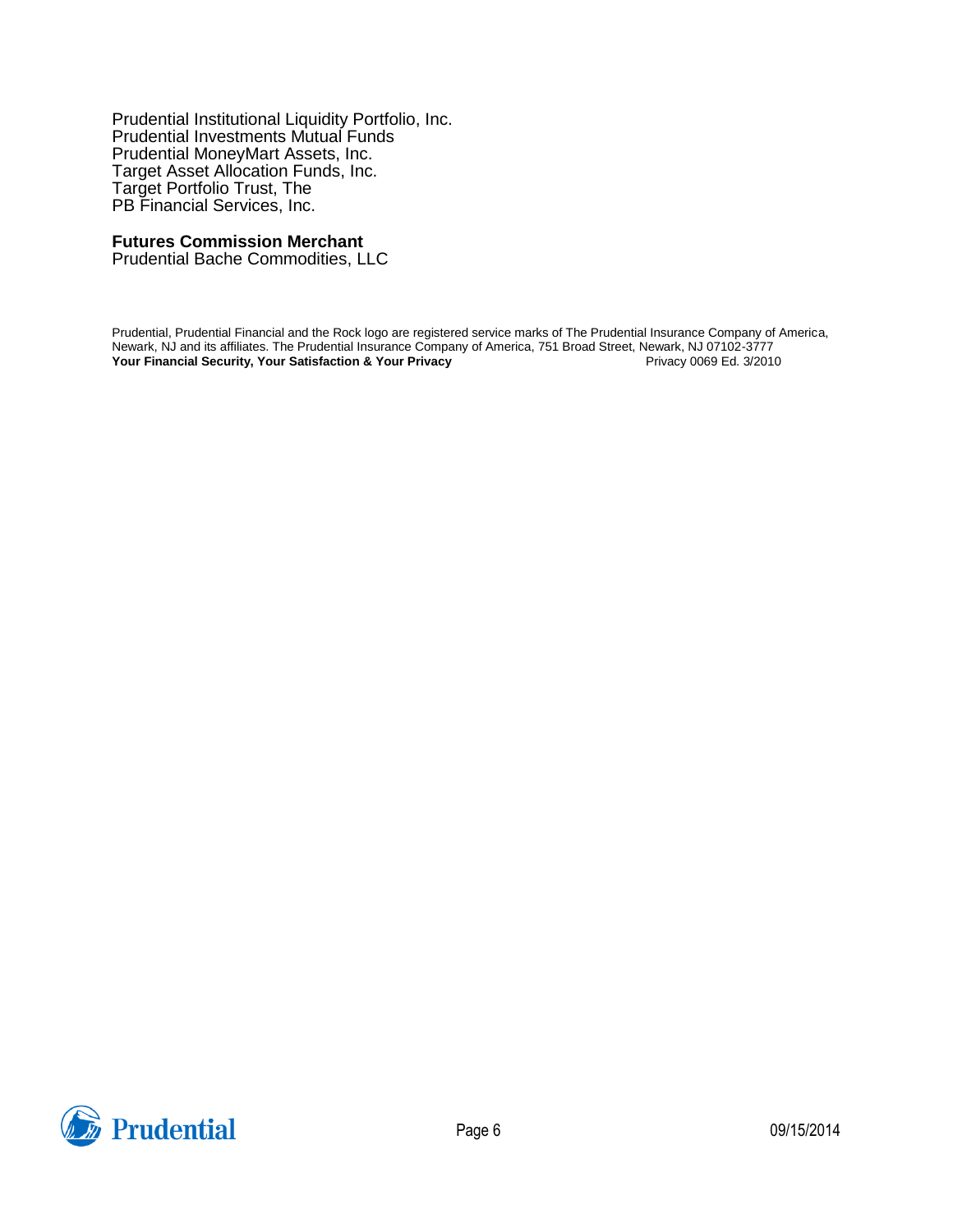Prudential Institutional Liquidity Portfolio, Inc.
Prudential Investments Mutual Funds
Prudential MoneyMart Assets, Inc.
Target Asset Allocation Funds, Inc.
Target Portfolio Trust, The
PB Financial Services, Inc.

**Futures Commission Merchant**
Prudential Bache Commodities, LLC

Prudential, Prudential Financial and the Rock logo are registered service marks of The Prudential Insurance Company of America, Newark, NJ and its affiliates. The Prudential Insurance Company of America, 751 Broad Street, Newark, NJ 07102-3777
**Your Financial Security, Your Satisfaction & Your Privacy** Privacy 0069 Ed. 3/2010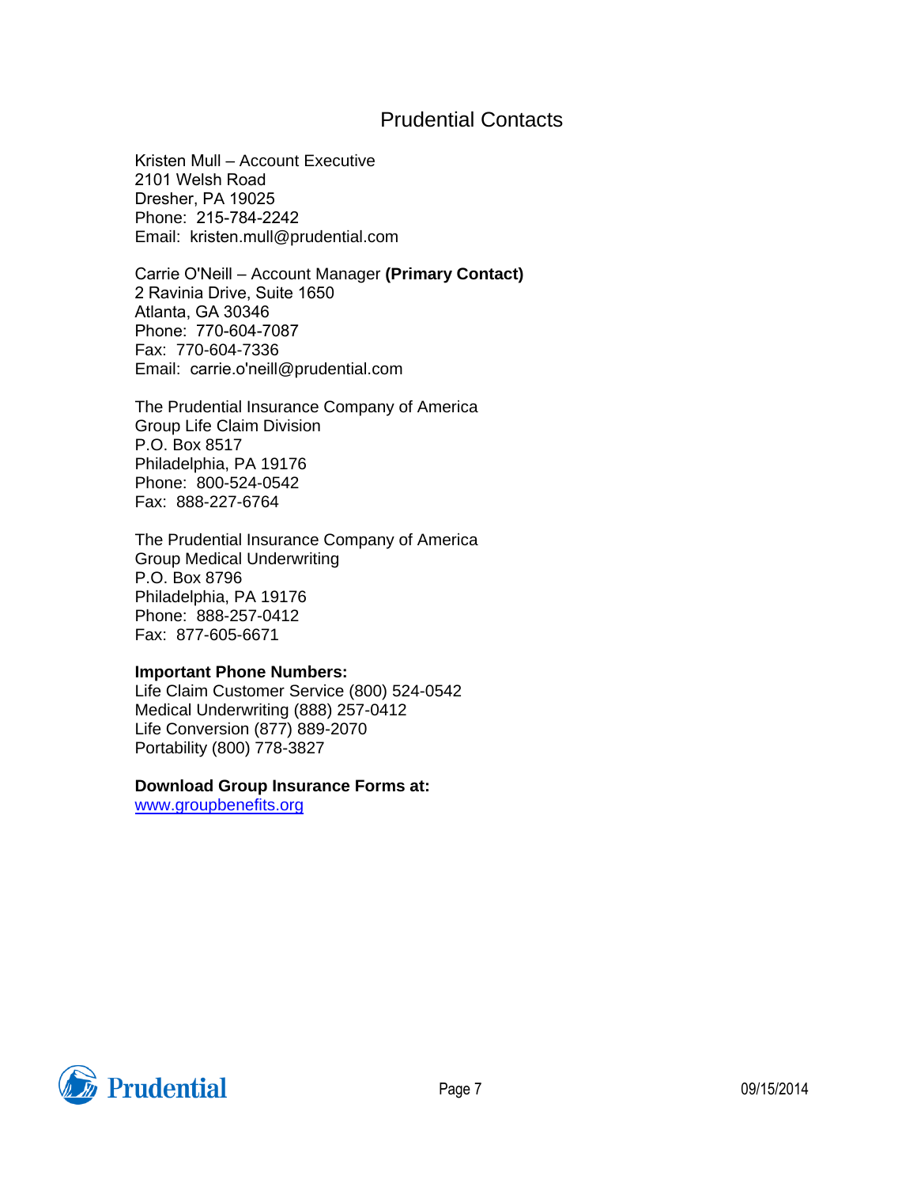# Prudential Contacts

Kristen Mull – Account Executive
2101 Welsh Road
Dresher, PA 19025
Phone: 215-784-2242
Email: kristen.mull@prudential.com

Carrie O'Neill – Account Manager **(Primary Contact)**
2 Ravinia Drive, Suite 1650
Atlanta, GA 30346
Phone: 770-604-7087
Fax: 770-604-7336
Email: carrie.o'neill@prudential.com

The Prudential Insurance Company of America
Group Life Claim Division
P.O. Box 8517
Philadelphia, PA 19176
Phone: 800-524-0542
Fax: 888-227-6764

The Prudential Insurance Company of America
Group Medical Underwriting
P.O. Box 8796
Philadelphia, PA 19176
Phone: 888-257-0412
Fax: 877-605-6671

**Important Phone Numbers:**
Life Claim Customer Service (800) 524-0542
Medical Underwriting (888) 257-0412
Life Conversion (877) 889-2070
Portability (800) 778-3827

**Download Group Insurance Forms at:**
[www.groupbenefits.org](http://www.groupbenefits.org)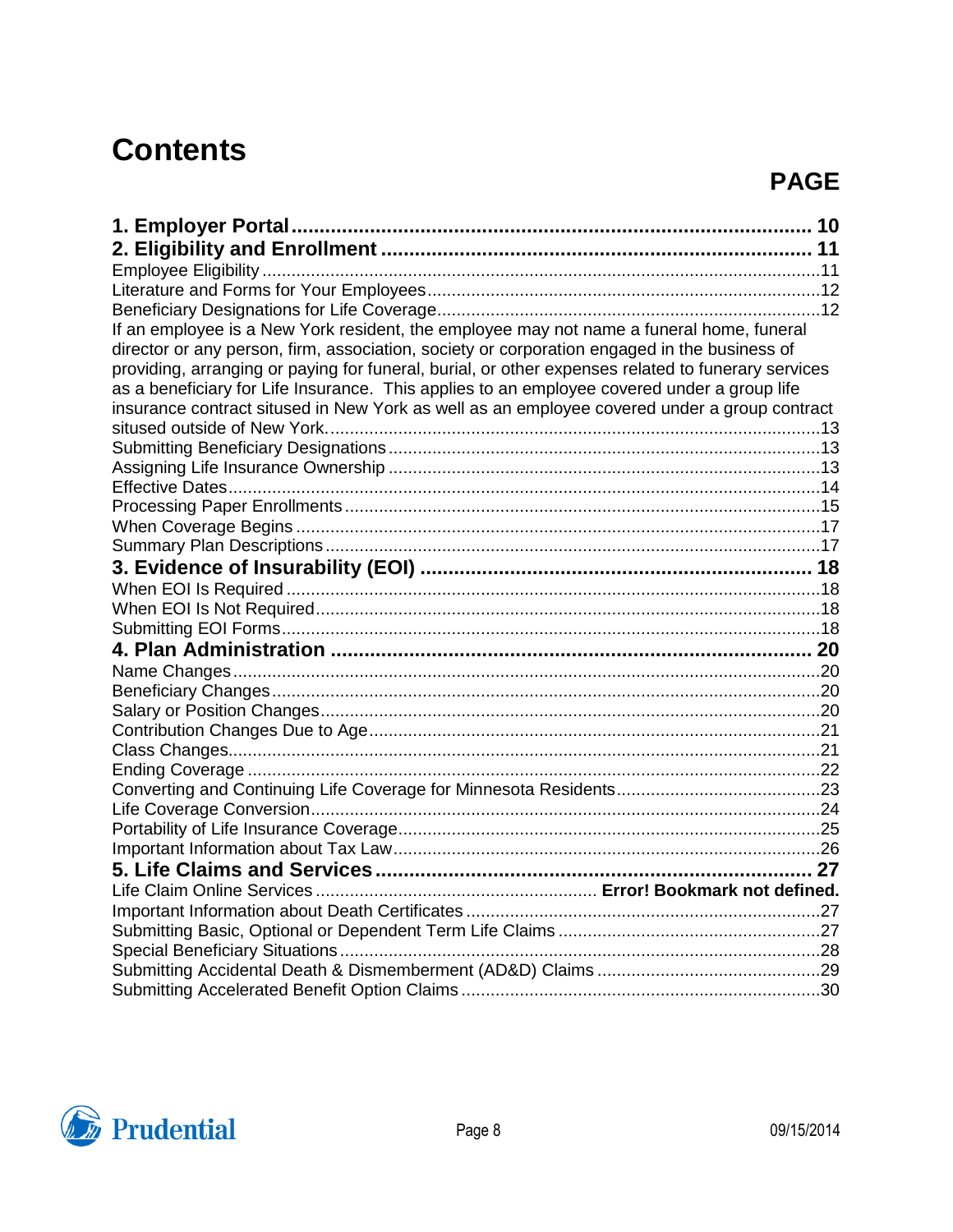# Contents

**PAGE**

**1. Employer Portal** ............................................................ **10**
**2. Eligibility and Enrollment** ............................................................ **11**
Employee Eligibility ............................................................ 11
Literature and Forms for Your Employees ............................................................ 12
Beneficiary Designations for Life Coverage ............................................................ 12
If an employee is a New York resident, the employee may not name a funeral home, funeral director or any person, firm, association, society or corporation engaged in the business of providing, arranging or paying for funeral, burial, or other expenses related to funerary services as a beneficiary for Life Insurance. This applies to an employee covered under a group life insurance contract sitused in New York as well as an employee covered under a group contract sitused outside of New York. ............................................................ 13
Submitting Beneficiary Designations ............................................................ 13
Assigning Life Insurance Ownership ............................................................ 13
Effective Dates ............................................................ 14
Processing Paper Enrollments ............................................................ 15
When Coverage Begins ............................................................ 17
Summary Plan Descriptions ............................................................ 17
**3. Evidence of Insurability (EOI)** ............................................................ **18**
When EOI Is Required ............................................................ 18
When EOI Is Not Required ............................................................ 18
Submitting EOI Forms ............................................................ 18
**4. Plan Administration** ............................................................ **20**
Name Changes ............................................................ 20
Beneficiary Changes ............................................................ 20
Salary or Position Changes ............................................................ 20
Contribution Changes Due to Age ............................................................ 21
Class Changes ............................................................ 21
Ending Coverage ............................................................ 22
Converting and Continuing Life Coverage for Minnesota Residents ............................................................ 23
Life Coverage Conversion ............................................................ 24
Portability of Life Insurance Coverage ............................................................ 25
Important Information about Tax Law ............................................................ 26
**5. Life Claims and Services** ............................................................ **27**
Life Claim Online Services ............................................................ **Error! Bookmark not defined.**
Important Information about Death Certificates ............................................................ 27
Submitting Basic, Optional or Dependent Term Life Claims ............................................................ 27
Special Beneficiary Situations ............................................................ 28
Submitting Accidental Death & Dismemberment (AD&D) Claims ............................................................ 29
Submitting Accelerated Benefit Option Claims ............................................................ 30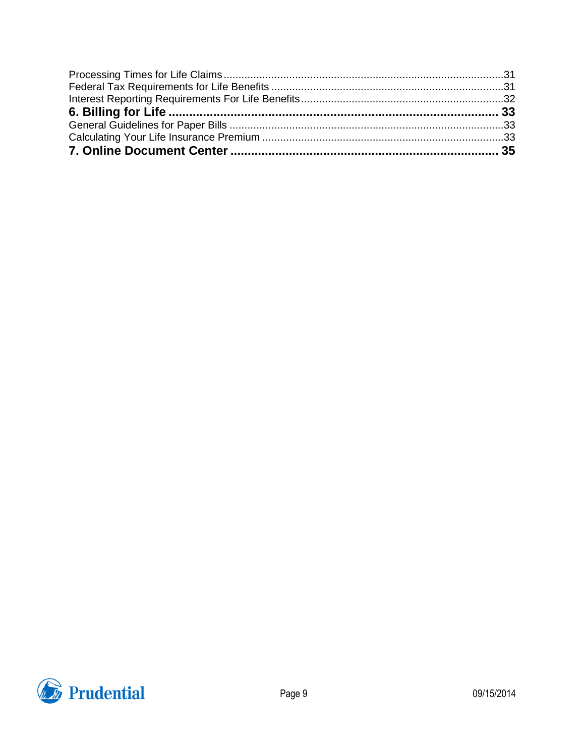Processing Times for Life Claims ............................................................................................. 31
Federal Tax Requirements for Life Benefits ............................................................................. 31
Interest Reporting Requirements For Life Benefits ................................................................... 32
**6. Billing for Life ............................................................................................ 33**
General Guidelines for Paper Bills ........................................................................................... 33
Calculating Your Life Insurance Premium ................................................................................ 33
**7. Online Document Center ........................................................................... 35**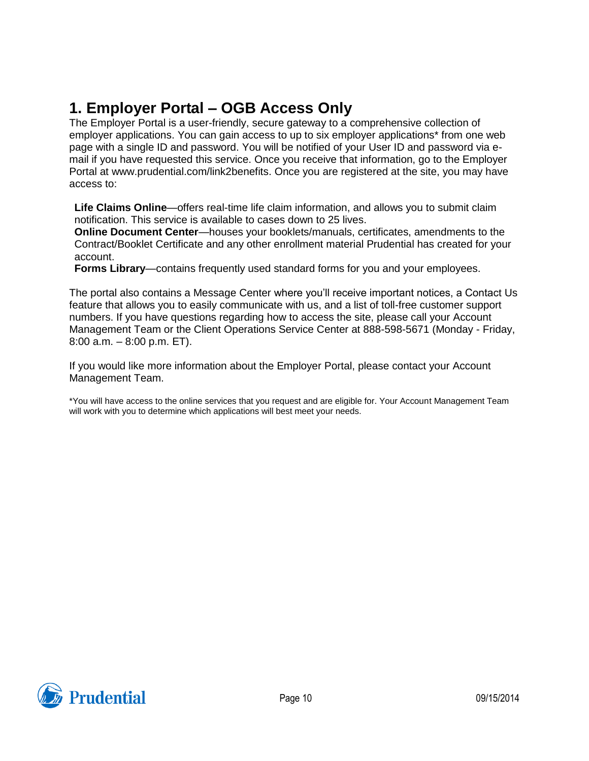# 1. Employer Portal – OGB Access Only

The Employer Portal is a user-friendly, secure gateway to a comprehensive collection of employer applications. You can gain access to up to six employer applications* from one web page with a single ID and password. You will be notified of your User ID and password via e-mail if you have requested this service. Once you receive that information, go to the Employer Portal at www.prudential.com/link2benefits. Once you are registered at the site, you may have access to:

**Life Claims Online**—offers real-time life claim information, and allows you to submit claim notification. This service is available to cases down to 25 lives.
**Online Document Center**—houses your booklets/manuals, certificates, amendments to the Contract/Booklet Certificate and any other enrollment material Prudential has created for your account.
**Forms Library**—contains frequently used standard forms for you and your employees.

The portal also contains a Message Center where you'll receive important notices, a Contact Us feature that allows you to easily communicate with us, and a list of toll-free customer support numbers. If you have questions regarding how to access the site, please call your Account Management Team or the Client Operations Service Center at 888-598-5671 (Monday - Friday, 8:00 a.m. – 8:00 p.m. ET).

If you would like more information about the Employer Portal, please contact your Account Management Team.

*You will have access to the online services that you request and are eligible for. Your Account Management Team will work with you to determine which applications will best meet your needs.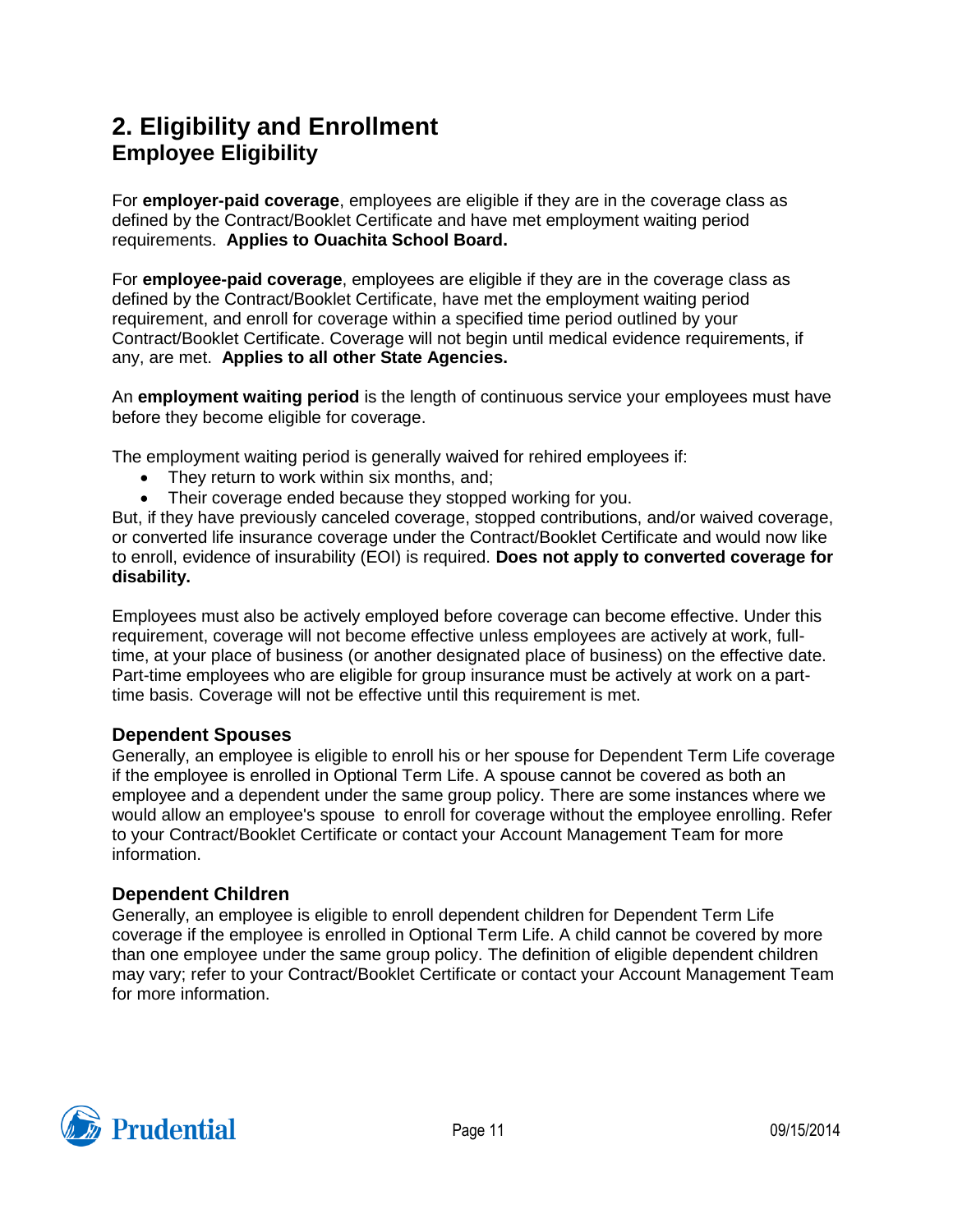# 2. Eligibility and Enrollment

## Employee Eligibility

For **employer-paid coverage**, employees are eligible if they are in the coverage class as defined by the Contract/Booklet Certificate and have met employment waiting period requirements. **Applies to Ouachita School Board.**

For **employee-paid coverage**, employees are eligible if they are in the coverage class as defined by the Contract/Booklet Certificate, have met the employment waiting period requirement, and enroll for coverage within a specified time period outlined by your Contract/Booklet Certificate. Coverage will not begin until medical evidence requirements, if any, are met. **Applies to all other State Agencies.**

An **employment waiting period** is the length of continuous service your employees must have before they become eligible for coverage.

The employment waiting period is generally waived for rehired employees if:

- They return to work within six months, and;
- Their coverage ended because they stopped working for you.

But, if they have previously canceled coverage, stopped contributions, and/or waived coverage, or converted life insurance coverage under the Contract/Booklet Certificate and would now like to enroll, evidence of insurability (EOI) is required. **Does not apply to converted coverage for disability.**

Employees must also be actively employed before coverage can become effective. Under this requirement, coverage will not become effective unless employees are actively at work, full-time, at your place of business (or another designated place of business) on the effective date. Part-time employees who are eligible for group insurance must be actively at work on a part-time basis. Coverage will not be effective until this requirement is met.

### Dependent Spouses

Generally, an employee is eligible to enroll his or her spouse for Dependent Term Life coverage if the employee is enrolled in Optional Term Life. A spouse cannot be covered as both an employee and a dependent under the same group policy. There are some instances where we would allow an employee's spouse to enroll for coverage without the employee enrolling. Refer to your Contract/Booklet Certificate or contact your Account Management Team for more information.

### Dependent Children

Generally, an employee is eligible to enroll dependent children for Dependent Term Life coverage if the employee is enrolled in Optional Term Life. A child cannot be covered by more than one employee under the same group policy. The definition of eligible dependent children may vary; refer to your Contract/Booklet Certificate or contact your Account Management Team for more information.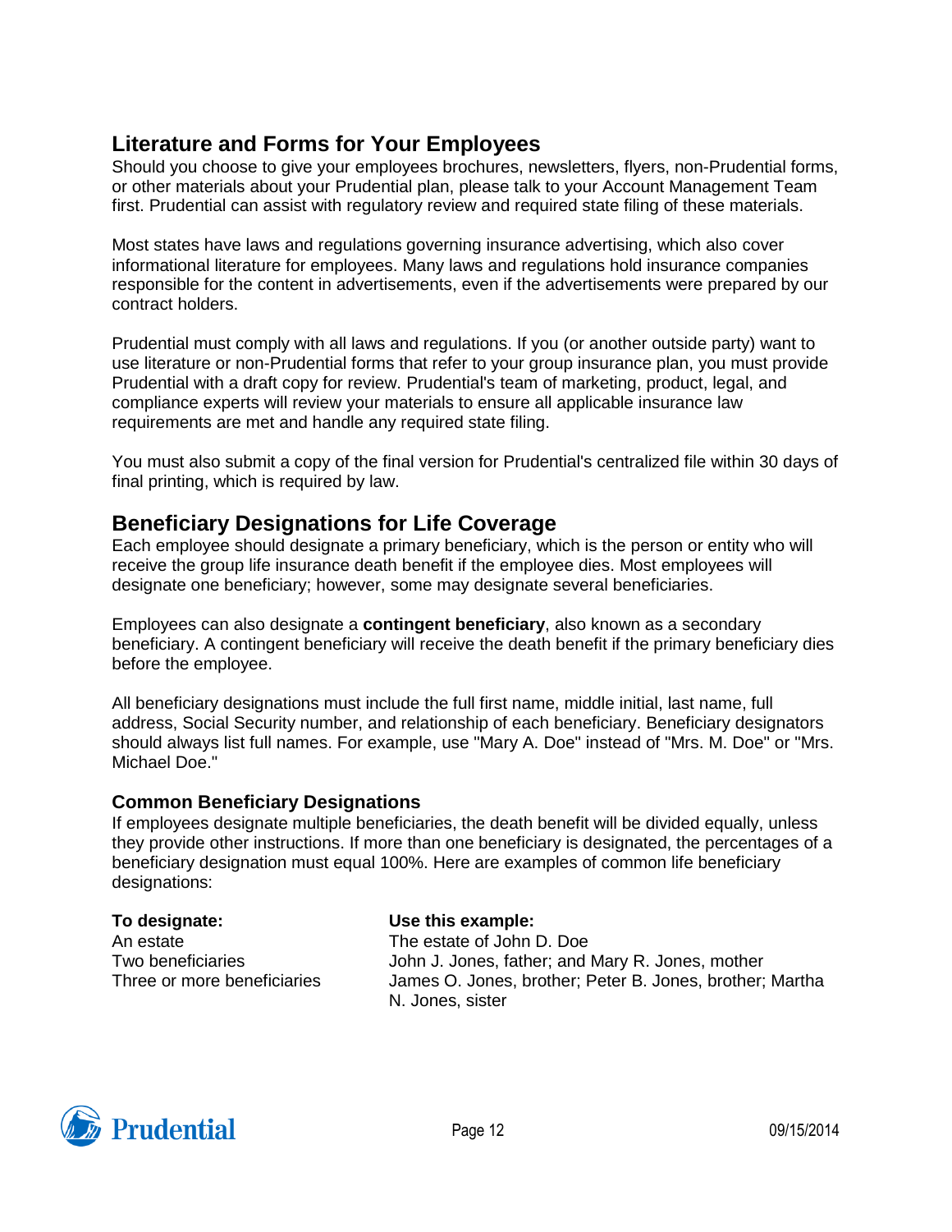## Literature and Forms for Your Employees

Should you choose to give your employees brochures, newsletters, flyers, non-Prudential forms, or other materials about your Prudential plan, please talk to your Account Management Team first. Prudential can assist with regulatory review and required state filing of these materials.

Most states have laws and regulations governing insurance advertising, which also cover informational literature for employees. Many laws and regulations hold insurance companies responsible for the content in advertisements, even if the advertisements were prepared by our contract holders.

Prudential must comply with all laws and regulations. If you (or another outside party) want to use literature or non-Prudential forms that refer to your group insurance plan, you must provide Prudential with a draft copy for review. Prudential's team of marketing, product, legal, and compliance experts will review your materials to ensure all applicable insurance law requirements are met and handle any required state filing.

You must also submit a copy of the final version for Prudential's centralized file within 30 days of final printing, which is required by law.

## Beneficiary Designations for Life Coverage

Each employee should designate a primary beneficiary, which is the person or entity who will receive the group life insurance death benefit if the employee dies. Most employees will designate one beneficiary; however, some may designate several beneficiaries.

Employees can also designate a **contingent beneficiary**, also known as a secondary beneficiary. A contingent beneficiary will receive the death benefit if the primary beneficiary dies before the employee.

All beneficiary designations must include the full first name, middle initial, last name, full address, Social Security number, and relationship of each beneficiary. Beneficiary designators should always list full names. For example, use "Mary A. Doe" instead of "Mrs. M. Doe" or "Mrs. Michael Doe."

### Common Beneficiary Designations

If employees designate multiple beneficiaries, the death benefit will be divided equally, unless they provide other instructions. If more than one beneficiary is designated, the percentages of a beneficiary designation must equal 100%. Here are examples of common life beneficiary designations:

| To designate: | Use this example: |
|---|---|
| An estate | The estate of John D. Doe |
| Two beneficiaries | John J. Jones, father; and Mary R. Jones, mother |
| Three or more beneficiaries | James O. Jones, brother; Peter B. Jones, brother; Martha N. Jones, sister |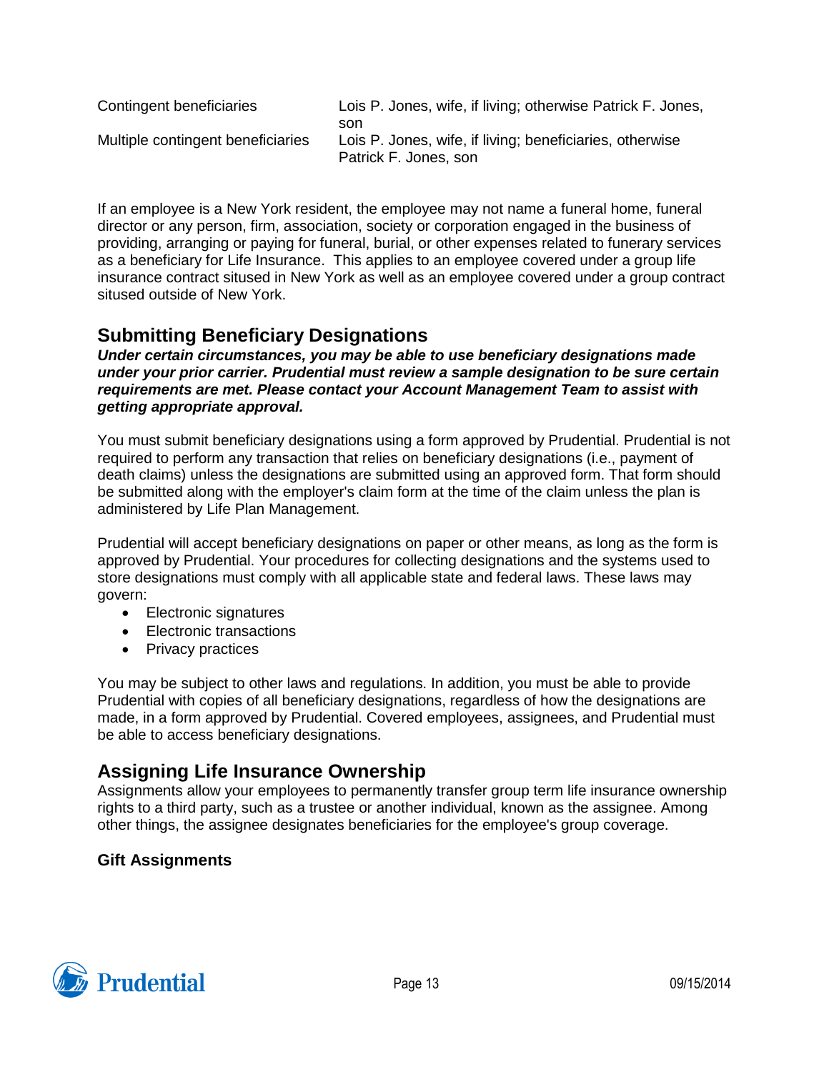| | |
|---|---|
| Contingent beneficiaries | Lois P. Jones, wife, if living; otherwise Patrick F. Jones, son |
| Multiple contingent beneficiaries | Lois P. Jones, wife, if living; beneficiaries, otherwise Patrick F. Jones, son |

If an employee is a New York resident, the employee may not name a funeral home, funeral director or any person, firm, association, society or corporation engaged in the business of providing, arranging or paying for funeral, burial, or other expenses related to funerary services as a beneficiary for Life Insurance. This applies to an employee covered under a group life insurance contract sitused in New York as well as an employee covered under a group contract sitused outside of New York.

## Submitting Beneficiary Designations

***Under certain circumstances, you may be able to use beneficiary designations made under your prior carrier. Prudential must review a sample designation to be sure certain requirements are met. Please contact your Account Management Team to assist with getting appropriate approval.***

You must submit beneficiary designations using a form approved by Prudential. Prudential is not required to perform any transaction that relies on beneficiary designations (i.e., payment of death claims) unless the designations are submitted using an approved form. That form should be submitted along with the employer's claim form at the time of the claim unless the plan is administered by Life Plan Management.

Prudential will accept beneficiary designations on paper or other means, as long as the form is approved by Prudential. Your procedures for collecting designations and the systems used to store designations must comply with all applicable state and federal laws. These laws may govern:

- Electronic signatures
- Electronic transactions
- Privacy practices

You may be subject to other laws and regulations. In addition, you must be able to provide Prudential with copies of all beneficiary designations, regardless of how the designations are made, in a form approved by Prudential. Covered employees, assignees, and Prudential must be able to access beneficiary designations.

## Assigning Life Insurance Ownership

Assignments allow your employees to permanently transfer group term life insurance ownership rights to a third party, such as a trustee or another individual, known as the assignee. Among other things, the assignee designates beneficiaries for the employee's group coverage.

### Gift Assignments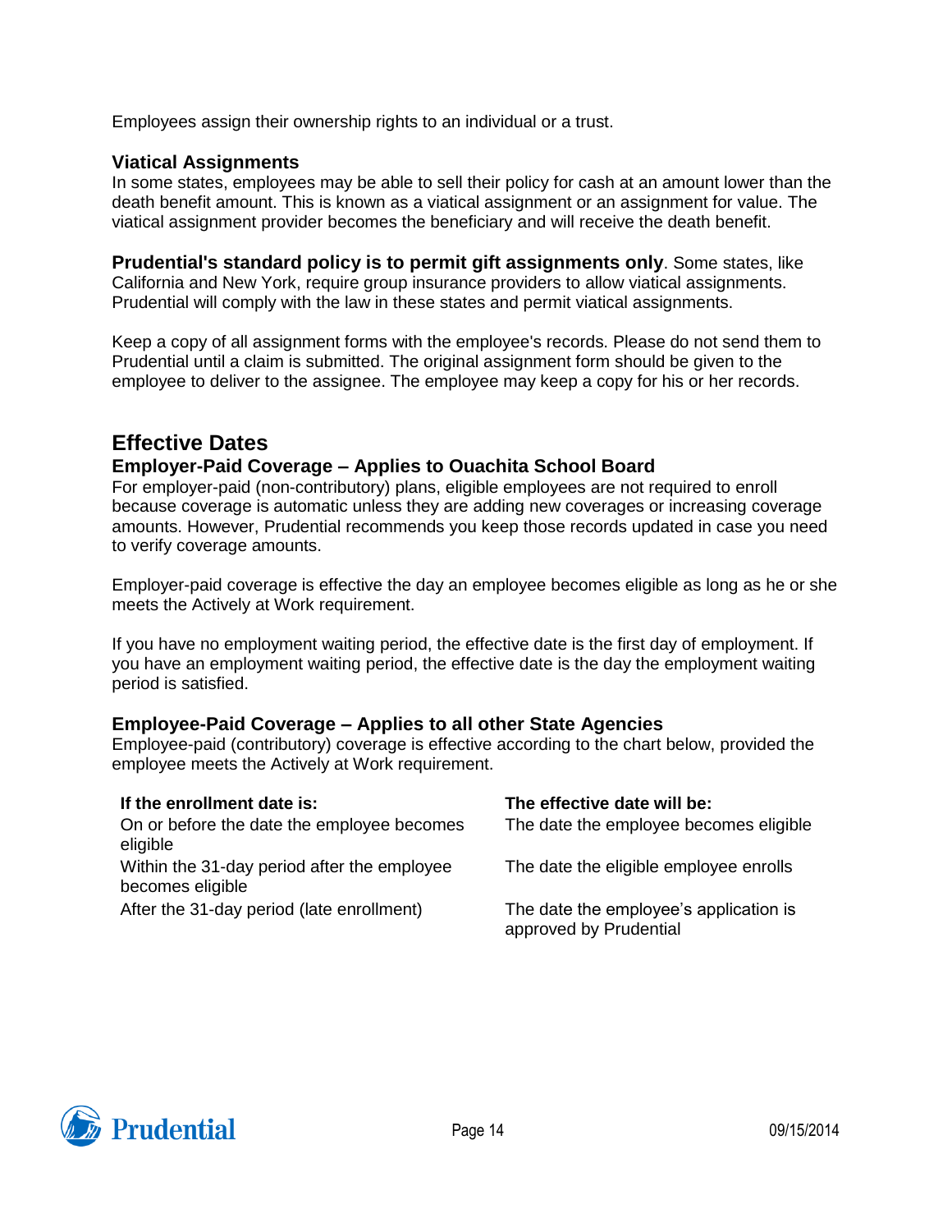Employees assign their ownership rights to an individual or a trust.

### Viatical Assignments

In some states, employees may be able to sell their policy for cash at an amount lower than the death benefit amount. This is known as a viatical assignment or an assignment for value. The viatical assignment provider becomes the beneficiary and will receive the death benefit.

**Prudential's standard policy is to permit gift assignments only**. Some states, like California and New York, require group insurance providers to allow viatical assignments. Prudential will comply with the law in these states and permit viatical assignments.

Keep a copy of all assignment forms with the employee's records. Please do not send them to Prudential until a claim is submitted. The original assignment form should be given to the employee to deliver to the assignee. The employee may keep a copy for his or her records.

## Effective Dates

### Employer-Paid Coverage – Applies to Ouachita School Board

For employer-paid (non-contributory) plans, eligible employees are not required to enroll because coverage is automatic unless they are adding new coverages or increasing coverage amounts. However, Prudential recommends you keep those records updated in case you need to verify coverage amounts.

Employer-paid coverage is effective the day an employee becomes eligible as long as he or she meets the Actively at Work requirement.

If you have no employment waiting period, the effective date is the first day of employment. If you have an employment waiting period, the effective date is the day the employment waiting period is satisfied.

### Employee-Paid Coverage – Applies to all other State Agencies

Employee-paid (contributory) coverage is effective according to the chart below, provided the employee meets the Actively at Work requirement.

| If the enrollment date is: | The effective date will be: |
|---|---|
| On or before the date the employee becomes eligible | The date the employee becomes eligible |
| Within the 31-day period after the employee becomes eligible | The date the eligible employee enrolls |
| After the 31-day period (late enrollment) | The date the employee's application is approved by Prudential |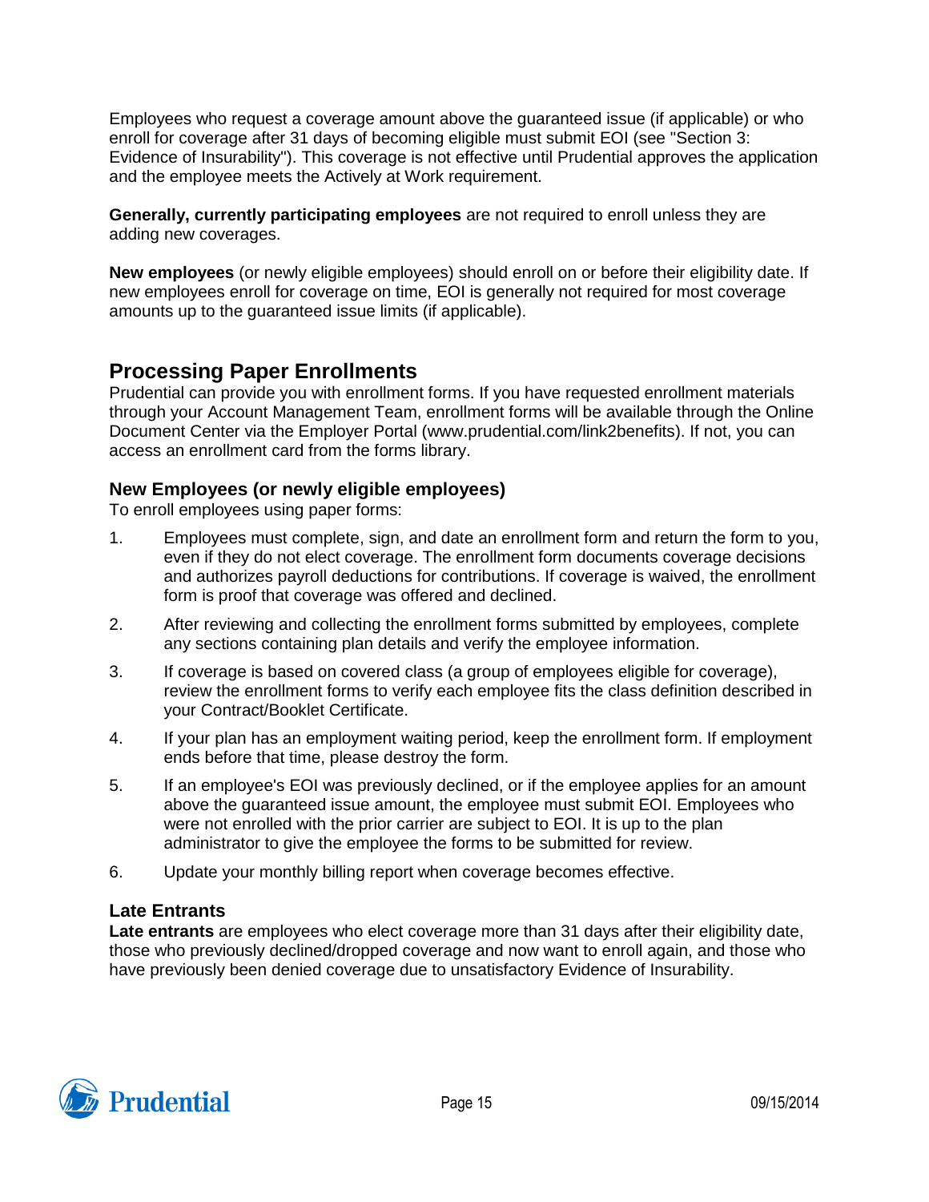Employees who request a coverage amount above the guaranteed issue (if applicable) or who enroll for coverage after 31 days of becoming eligible must submit EOI (see "Section 3: Evidence of Insurability"). This coverage is not effective until Prudential approves the application and the employee meets the Actively at Work requirement.

**Generally, currently participating employees** are not required to enroll unless they are adding new coverages.

**New employees** (or newly eligible employees) should enroll on or before their eligibility date. If new employees enroll for coverage on time, EOI is generally not required for most coverage amounts up to the guaranteed issue limits (if applicable).

## Processing Paper Enrollments

Prudential can provide you with enrollment forms. If you have requested enrollment materials through your Account Management Team, enrollment forms will be available through the Online Document Center via the Employer Portal (www.prudential.com/link2benefits). If not, you can access an enrollment card from the forms library.

### New Employees (or newly eligible employees)

To enroll employees using paper forms:

1. Employees must complete, sign, and date an enrollment form and return the form to you, even if they do not elect coverage. The enrollment form documents coverage decisions and authorizes payroll deductions for contributions. If coverage is waived, the enrollment form is proof that coverage was offered and declined.
2. After reviewing and collecting the enrollment forms submitted by employees, complete any sections containing plan details and verify the employee information.
3. If coverage is based on covered class (a group of employees eligible for coverage), review the enrollment forms to verify each employee fits the class definition described in your Contract/Booklet Certificate.
4. If your plan has an employment waiting period, keep the enrollment form. If employment ends before that time, please destroy the form.
5. If an employee's EOI was previously declined, or if the employee applies for an amount above the guaranteed issue amount, the employee must submit EOI. Employees who were not enrolled with the prior carrier are subject to EOI. It is up to the plan administrator to give the employee the forms to be submitted for review.
6. Update your monthly billing report when coverage becomes effective.

### Late Entrants

**Late entrants** are employees who elect coverage more than 31 days after their eligibility date, those who previously declined/dropped coverage and now want to enroll again, and those who have previously been denied coverage due to unsatisfactory Evidence of Insurability.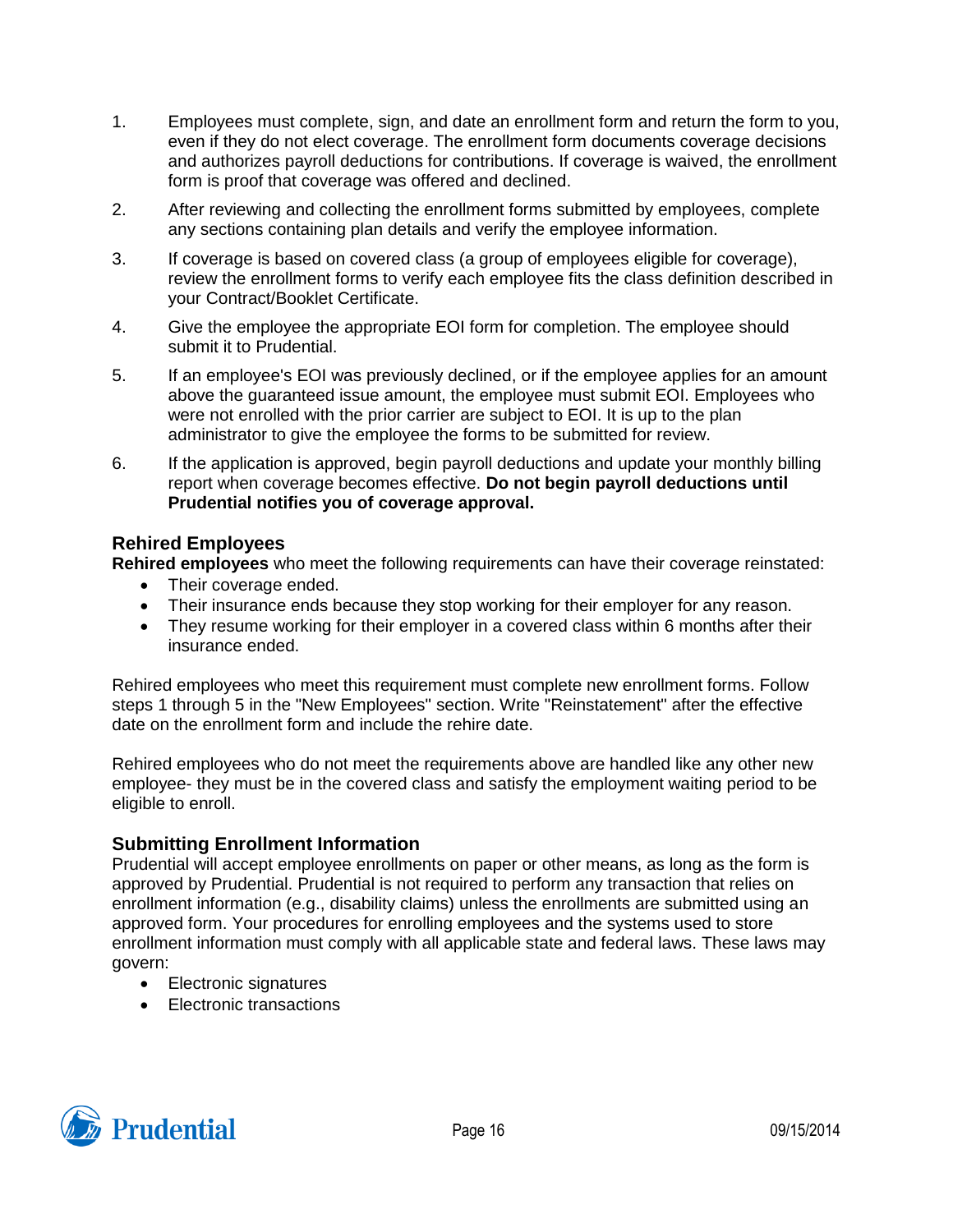1. Employees must complete, sign, and date an enrollment form and return the form to you, even if they do not elect coverage. The enrollment form documents coverage decisions and authorizes payroll deductions for contributions. If coverage is waived, the enrollment form is proof that coverage was offered and declined.

2. After reviewing and collecting the enrollment forms submitted by employees, complete any sections containing plan details and verify the employee information.

3. If coverage is based on covered class (a group of employees eligible for coverage), review the enrollment forms to verify each employee fits the class definition described in your Contract/Booklet Certificate.

4. Give the employee the appropriate EOI form for completion. The employee should submit it to Prudential.

5. If an employee's EOI was previously declined, or if the employee applies for an amount above the guaranteed issue amount, the employee must submit EOI. Employees who were not enrolled with the prior carrier are subject to EOI. It is up to the plan administrator to give the employee the forms to be submitted for review.

6. If the application is approved, begin payroll deductions and update your monthly billing report when coverage becomes effective. **Do not begin payroll deductions until Prudential notifies you of coverage approval.**

### Rehired Employees

**Rehired employees** who meet the following requirements can have their coverage reinstated:

- Their coverage ended.
- Their insurance ends because they stop working for their employer for any reason.
- They resume working for their employer in a covered class within 6 months after their insurance ended.

Rehired employees who meet this requirement must complete new enrollment forms. Follow steps 1 through 5 in the "New Employees" section. Write "Reinstatement" after the effective date on the enrollment form and include the rehire date.

Rehired employees who do not meet the requirements above are handled like any other new employee- they must be in the covered class and satisfy the employment waiting period to be eligible to enroll.

### Submitting Enrollment Information

Prudential will accept employee enrollments on paper or other means, as long as the form is approved by Prudential. Prudential is not required to perform any transaction that relies on enrollment information (e.g., disability claims) unless the enrollments are submitted using an approved form. Your procedures for enrolling employees and the systems used to store enrollment information must comply with all applicable state and federal laws. These laws may govern:

- Electronic signatures
- Electronic transactions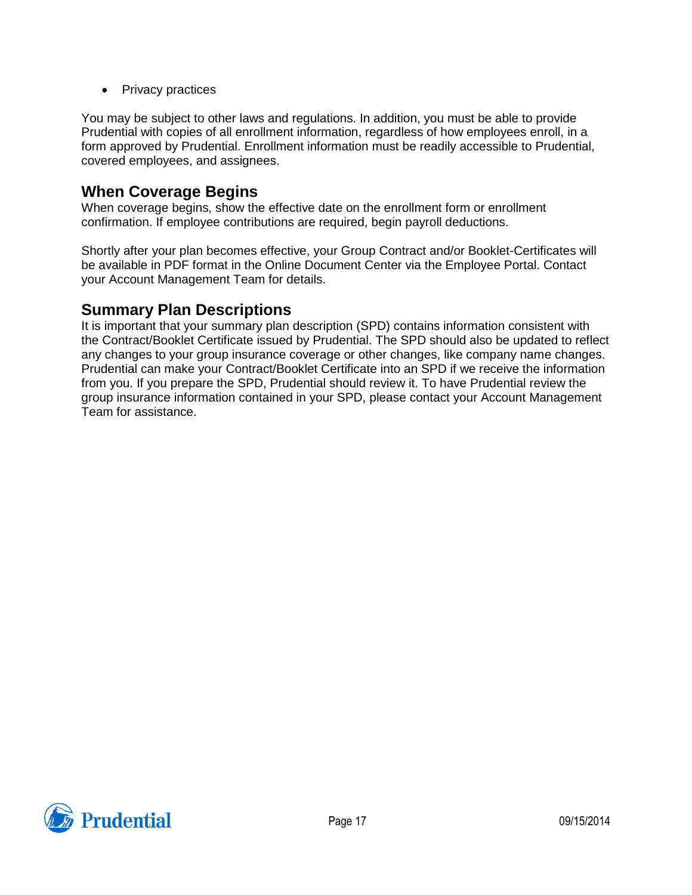- Privacy practices

You may be subject to other laws and regulations. In addition, you must be able to provide Prudential with copies of all enrollment information, regardless of how employees enroll, in a form approved by Prudential. Enrollment information must be readily accessible to Prudential, covered employees, and assignees.

## When Coverage Begins

When coverage begins, show the effective date on the enrollment form or enrollment confirmation. If employee contributions are required, begin payroll deductions.

Shortly after your plan becomes effective, your Group Contract and/or Booklet-Certificates will be available in PDF format in the Online Document Center via the Employee Portal. Contact your Account Management Team for details.

## Summary Plan Descriptions

It is important that your summary plan description (SPD) contains information consistent with the Contract/Booklet Certificate issued by Prudential. The SPD should also be updated to reflect any changes to your group insurance coverage or other changes, like company name changes. Prudential can make your Contract/Booklet Certificate into an SPD if we receive the information from you. If you prepare the SPD, Prudential should review it. To have Prudential review the group insurance information contained in your SPD, please contact your Account Management Team for assistance.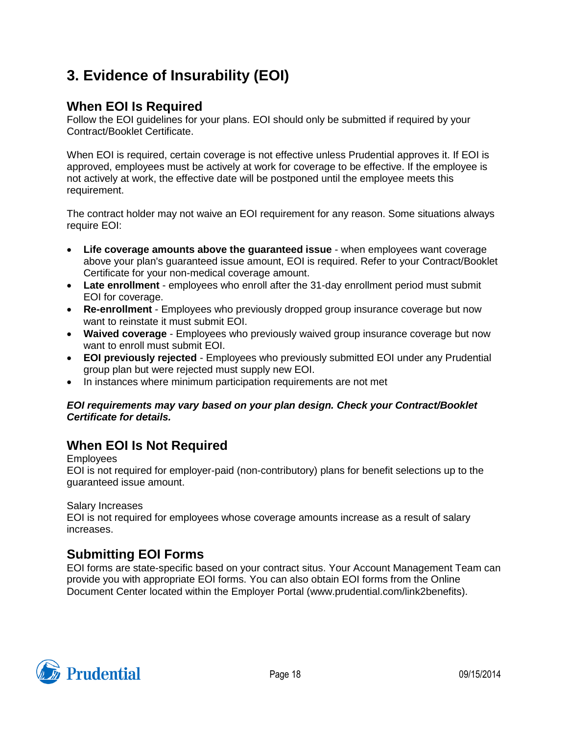# 3. Evidence of Insurability (EOI)

## When EOI Is Required

Follow the EOI guidelines for your plans. EOI should only be submitted if required by your Contract/Booklet Certificate.

When EOI is required, certain coverage is not effective unless Prudential approves it. If EOI is approved, employees must be actively at work for coverage to be effective. If the employee is not actively at work, the effective date will be postponed until the employee meets this requirement.

The contract holder may not waive an EOI requirement for any reason. Some situations always require EOI:

- **Life coverage amounts above the guaranteed issue** - when employees want coverage above your plan's guaranteed issue amount, EOI is required. Refer to your Contract/Booklet Certificate for your non-medical coverage amount.
- **Late enrollment** - employees who enroll after the 31-day enrollment period must submit EOI for coverage.
- **Re-enrollment** - Employees who previously dropped group insurance coverage but now want to reinstate it must submit EOI.
- **Waived coverage** - Employees who previously waived group insurance coverage but now want to enroll must submit EOI.
- **EOI previously rejected** - Employees who previously submitted EOI under any Prudential group plan but were rejected must supply new EOI.
- In instances where minimum participation requirements are not met

***EOI requirements may vary based on your plan design. Check your Contract/Booklet Certificate for details.***

## When EOI Is Not Required

Employees

EOI is not required for employer-paid (non-contributory) plans for benefit selections up to the guaranteed issue amount.

Salary Increases

EOI is not required for employees whose coverage amounts increase as a result of salary increases.

## Submitting EOI Forms

EOI forms are state-specific based on your contract situs. Your Account Management Team can provide you with appropriate EOI forms. You can also obtain EOI forms from the Online Document Center located within the Employer Portal (www.prudential.com/link2benefits).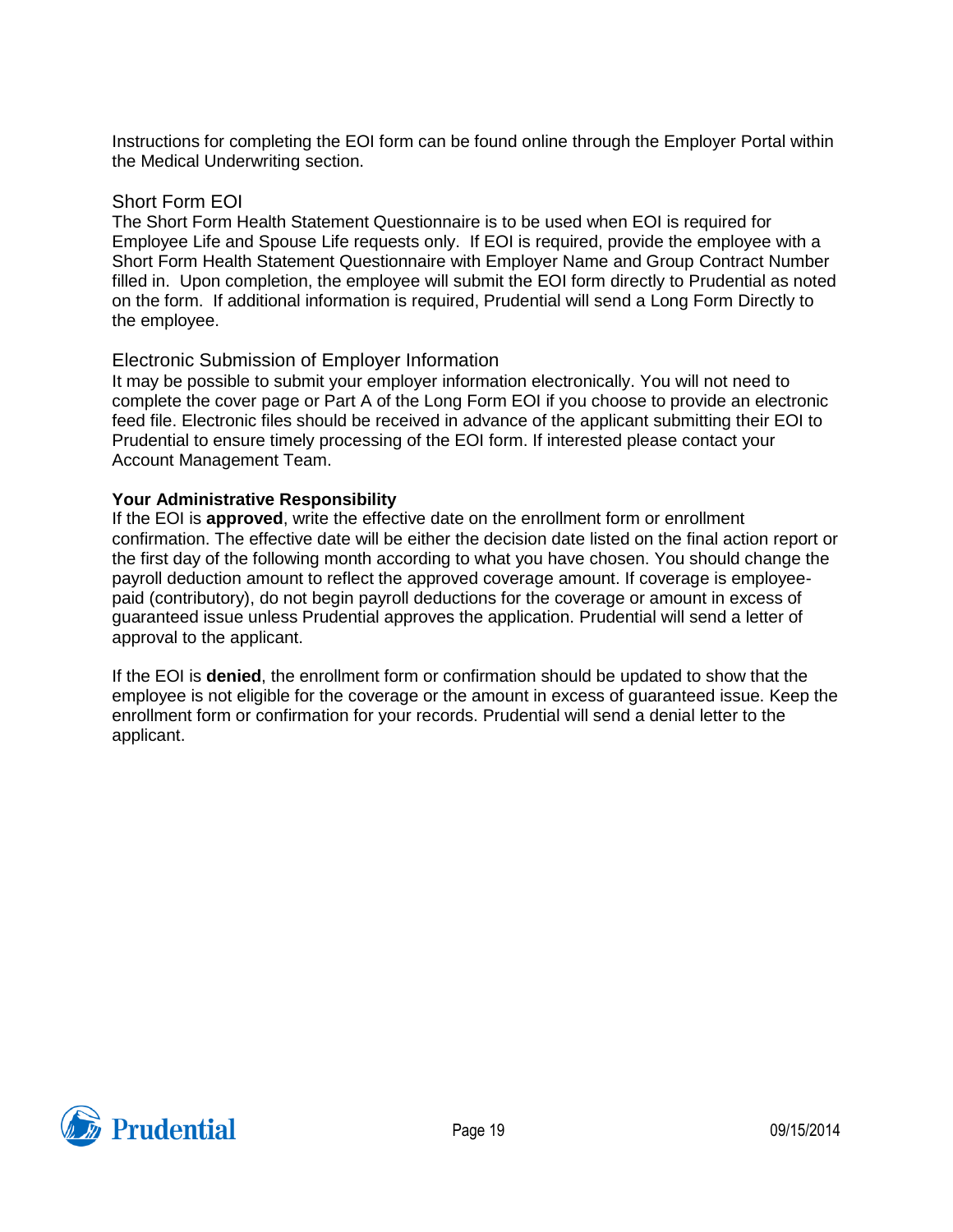Instructions for completing the EOI form can be found online through the Employer Portal within the Medical Underwriting section.

## Short Form EOI

The Short Form Health Statement Questionnaire is to be used when EOI is required for Employee Life and Spouse Life requests only. If EOI is required, provide the employee with a Short Form Health Statement Questionnaire with Employer Name and Group Contract Number filled in. Upon completion, the employee will submit the EOI form directly to Prudential as noted on the form. If additional information is required, Prudential will send a Long Form Directly to the employee.

## Electronic Submission of Employer Information

It may be possible to submit your employer information electronically. You will not need to complete the cover page or Part A of the Long Form EOI if you choose to provide an electronic feed file. Electronic files should be received in advance of the applicant submitting their EOI to Prudential to ensure timely processing of the EOI form. If interested please contact your Account Management Team.

### Your Administrative Responsibility

If the EOI is **approved**, write the effective date on the enrollment form or enrollment confirmation. The effective date will be either the decision date listed on the final action report or the first day of the following month according to what you have chosen. You should change the payroll deduction amount to reflect the approved coverage amount. If coverage is employee-paid (contributory), do not begin payroll deductions for the coverage or amount in excess of guaranteed issue unless Prudential approves the application. Prudential will send a letter of approval to the applicant.

If the EOI is **denied**, the enrollment form or confirmation should be updated to show that the employee is not eligible for the coverage or the amount in excess of guaranteed issue. Keep the enrollment form or confirmation for your records. Prudential will send a denial letter to the applicant.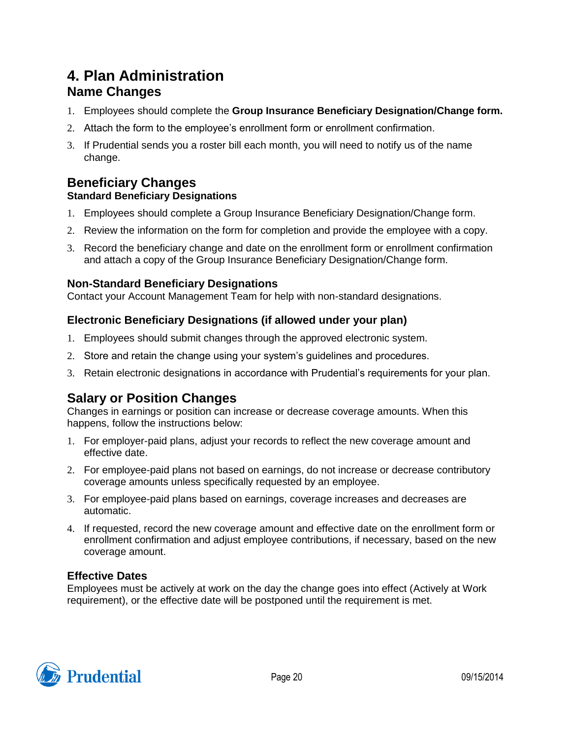# 4. Plan Administration

## Name Changes

1. Employees should complete the **Group Insurance Beneficiary Designation/Change form.**
2. Attach the form to the employee's enrollment form or enrollment confirmation.
3. If Prudential sends you a roster bill each month, you will need to notify us of the name change.

## Beneficiary Changes

### Standard Beneficiary Designations

1. Employees should complete a Group Insurance Beneficiary Designation/Change form.
2. Review the information on the form for completion and provide the employee with a copy.
3. Record the beneficiary change and date on the enrollment form or enrollment confirmation and attach a copy of the Group Insurance Beneficiary Designation/Change form.

### Non-Standard Beneficiary Designations

Contact your Account Management Team for help with non-standard designations.

### Electronic Beneficiary Designations (if allowed under your plan)

1. Employees should submit changes through the approved electronic system.
2. Store and retain the change using your system's guidelines and procedures.
3. Retain electronic designations in accordance with Prudential's requirements for your plan.

## Salary or Position Changes

Changes in earnings or position can increase or decrease coverage amounts. When this happens, follow the instructions below:

1. For employer-paid plans, adjust your records to reflect the new coverage amount and effective date.
2. For employee-paid plans not based on earnings, do not increase or decrease contributory coverage amounts unless specifically requested by an employee.
3. For employee-paid plans based on earnings, coverage increases and decreases are automatic.
4. If requested, record the new coverage amount and effective date on the enrollment form or enrollment confirmation and adjust employee contributions, if necessary, based on the new coverage amount.

### Effective Dates

Employees must be actively at work on the day the change goes into effect (Actively at Work requirement), or the effective date will be postponed until the requirement is met.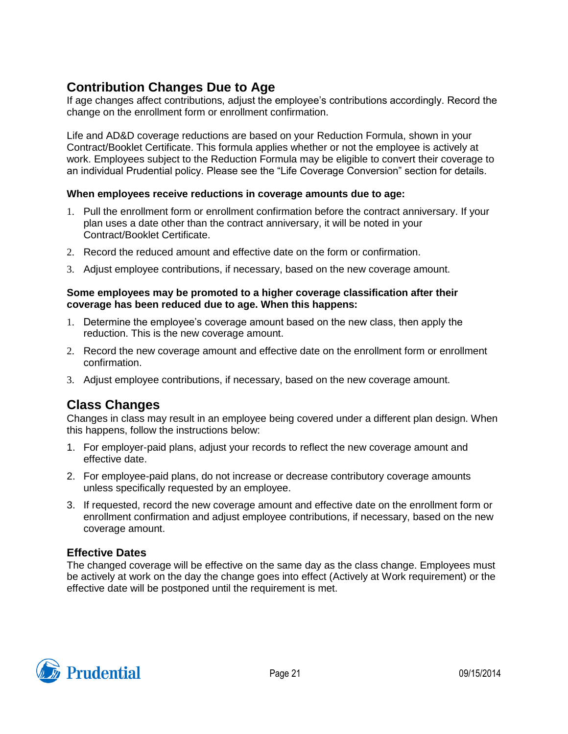## Contribution Changes Due to Age

If age changes affect contributions, adjust the employee's contributions accordingly. Record the change on the enrollment form or enrollment confirmation.

Life and AD&D coverage reductions are based on your Reduction Formula, shown in your Contract/Booklet Certificate. This formula applies whether or not the employee is actively at work. Employees subject to the Reduction Formula may be eligible to convert their coverage to an individual Prudential policy. Please see the "Life Coverage Conversion" section for details.

**When employees receive reductions in coverage amounts due to age:**

1. Pull the enrollment form or enrollment confirmation before the contract anniversary. If your plan uses a date other than the contract anniversary, it will be noted in your Contract/Booklet Certificate.
2. Record the reduced amount and effective date on the form or confirmation.
3. Adjust employee contributions, if necessary, based on the new coverage amount.

**Some employees may be promoted to a higher coverage classification after their coverage has been reduced due to age. When this happens:**

1. Determine the employee's coverage amount based on the new class, then apply the reduction. This is the new coverage amount.
2. Record the new coverage amount and effective date on the enrollment form or enrollment confirmation.
3. Adjust employee contributions, if necessary, based on the new coverage amount.

## Class Changes

Changes in class may result in an employee being covered under a different plan design. When this happens, follow the instructions below:

1. For employer-paid plans, adjust your records to reflect the new coverage amount and effective date.
2. For employee-paid plans, do not increase or decrease contributory coverage amounts unless specifically requested by an employee.
3. If requested, record the new coverage amount and effective date on the enrollment form or enrollment confirmation and adjust employee contributions, if necessary, based on the new coverage amount.

### Effective Dates

The changed coverage will be effective on the same day as the class change. Employees must be actively at work on the day the change goes into effect (Actively at Work requirement) or the effective date will be postponed until the requirement is met.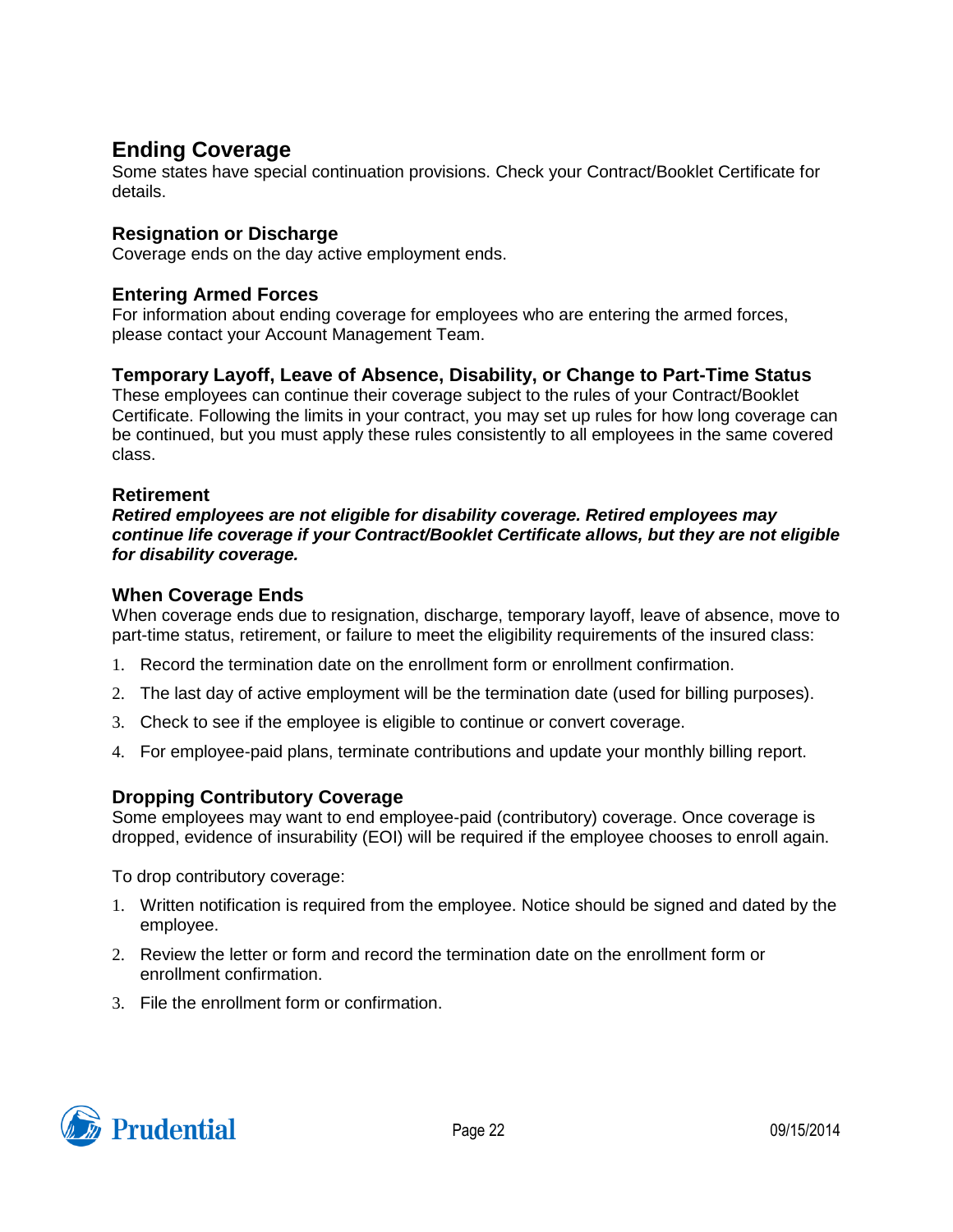## Ending Coverage

Some states have special continuation provisions. Check your Contract/Booklet Certificate for details.

### Resignation or Discharge

Coverage ends on the day active employment ends.

### Entering Armed Forces

For information about ending coverage for employees who are entering the armed forces, please contact your Account Management Team.

### Temporary Layoff, Leave of Absence, Disability, or Change to Part-Time Status

These employees can continue their coverage subject to the rules of your Contract/Booklet Certificate. Following the limits in your contract, you may set up rules for how long coverage can be continued, but you must apply these rules consistently to all employees in the same covered class.

### Retirement

***Retired employees are not eligible for disability coverage. Retired employees may continue life coverage if your Contract/Booklet Certificate allows, but they are not eligible for disability coverage.***

### When Coverage Ends

When coverage ends due to resignation, discharge, temporary layoff, leave of absence, move to part-time status, retirement, or failure to meet the eligibility requirements of the insured class:

1. Record the termination date on the enrollment form or enrollment confirmation.
2. The last day of active employment will be the termination date (used for billing purposes).
3. Check to see if the employee is eligible to continue or convert coverage.
4. For employee-paid plans, terminate contributions and update your monthly billing report.

### Dropping Contributory Coverage

Some employees may want to end employee-paid (contributory) coverage. Once coverage is dropped, evidence of insurability (EOI) will be required if the employee chooses to enroll again.

To drop contributory coverage:

1. Written notification is required from the employee. Notice should be signed and dated by the employee.
2. Review the letter or form and record the termination date on the enrollment form or enrollment confirmation.
3. File the enrollment form or confirmation.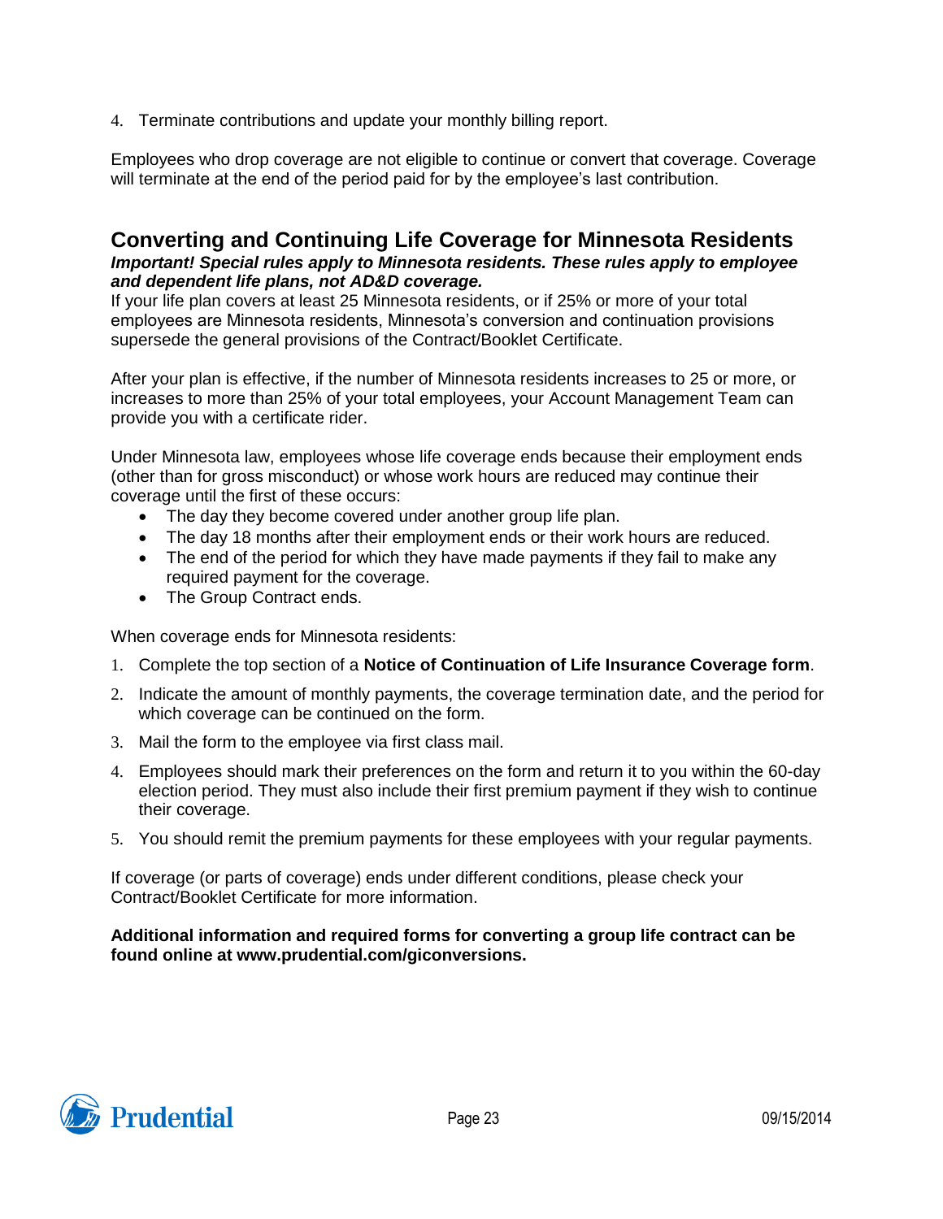4. Terminate contributions and update your monthly billing report.

Employees who drop coverage are not eligible to continue or convert that coverage. Coverage will terminate at the end of the period paid for by the employee's last contribution.

## Converting and Continuing Life Coverage for Minnesota Residents

***Important! Special rules apply to Minnesota residents. These rules apply to employee and dependent life plans, not AD&D coverage.***

If your life plan covers at least 25 Minnesota residents, or if 25% or more of your total employees are Minnesota residents, Minnesota's conversion and continuation provisions supersede the general provisions of the Contract/Booklet Certificate.

After your plan is effective, if the number of Minnesota residents increases to 25 or more, or increases to more than 25% of your total employees, your Account Management Team can provide you with a certificate rider.

Under Minnesota law, employees whose life coverage ends because their employment ends (other than for gross misconduct) or whose work hours are reduced may continue their coverage until the first of these occurs:

- The day they become covered under another group life plan.
- The day 18 months after their employment ends or their work hours are reduced.
- The end of the period for which they have made payments if they fail to make any required payment for the coverage.
- The Group Contract ends.

When coverage ends for Minnesota residents:

1. Complete the top section of a **Notice of Continuation of Life Insurance Coverage form**.
2. Indicate the amount of monthly payments, the coverage termination date, and the period for which coverage can be continued on the form.
3. Mail the form to the employee via first class mail.
4. Employees should mark their preferences on the form and return it to you within the 60-day election period. They must also include their first premium payment if they wish to continue their coverage.
5. You should remit the premium payments for these employees with your regular payments.

If coverage (or parts of coverage) ends under different conditions, please check your Contract/Booklet Certificate for more information.

**Additional information and required forms for converting a group life contract can be found online at www.prudential.com/giconversions.**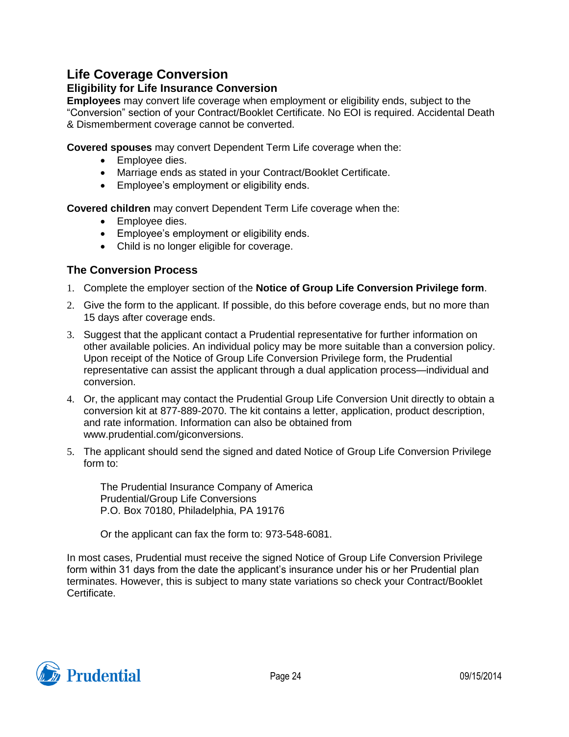## Life Coverage Conversion

### Eligibility for Life Insurance Conversion

**Employees** may convert life coverage when employment or eligibility ends, subject to the "Conversion" section of your Contract/Booklet Certificate. No EOI is required. Accidental Death & Dismemberment coverage cannot be converted.

**Covered spouses** may convert Dependent Term Life coverage when the:

- Employee dies.
- Marriage ends as stated in your Contract/Booklet Certificate.
- Employee's employment or eligibility ends.

**Covered children** may convert Dependent Term Life coverage when the:

- Employee dies.
- Employee's employment or eligibility ends.
- Child is no longer eligible for coverage.

### The Conversion Process

1. Complete the employer section of the **Notice of Group Life Conversion Privilege form**.
2. Give the form to the applicant. If possible, do this before coverage ends, but no more than 15 days after coverage ends.
3. Suggest that the applicant contact a Prudential representative for further information on other available policies. An individual policy may be more suitable than a conversion policy. Upon receipt of the Notice of Group Life Conversion Privilege form, the Prudential representative can assist the applicant through a dual application process—individual and conversion.
4. Or, the applicant may contact the Prudential Group Life Conversion Unit directly to obtain a conversion kit at 877-889-2070. The kit contains a letter, application, product description, and rate information. Information can also be obtained from www.prudential.com/giconversions.
5. The applicant should send the signed and dated Notice of Group Life Conversion Privilege form to:

   The Prudential Insurance Company of America
   Prudential/Group Life Conversions
   P.O. Box 70180, Philadelphia, PA 19176

   Or the applicant can fax the form to: 973-548-6081.

In most cases, Prudential must receive the signed Notice of Group Life Conversion Privilege form within 31 days from the date the applicant's insurance under his or her Prudential plan terminates. However, this is subject to many state variations so check your Contract/Booklet Certificate.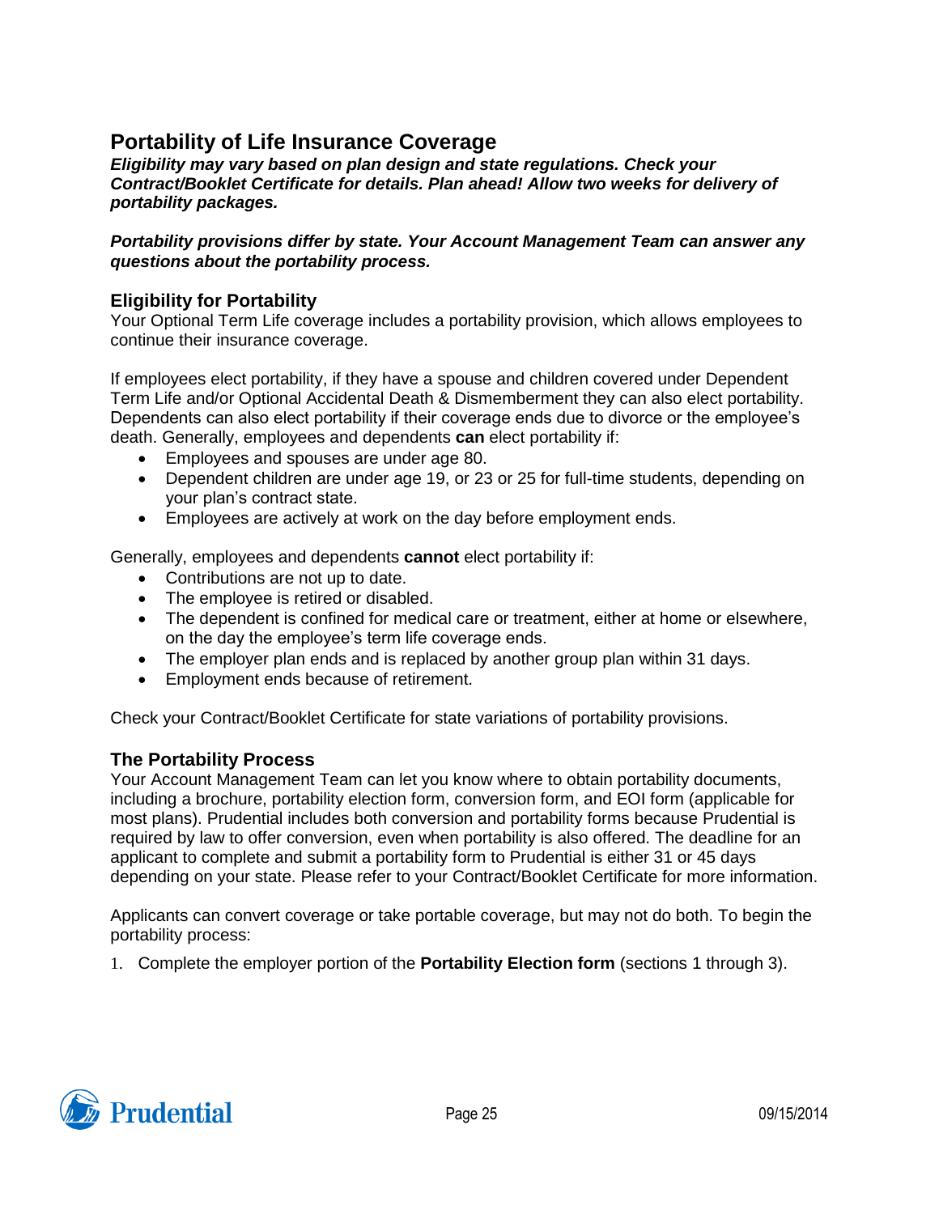## Portability of Life Insurance Coverage

***Eligibility may vary based on plan design and state regulations. Check your Contract/Booklet Certificate for details. Plan ahead! Allow two weeks for delivery of portability packages.***

***Portability provisions differ by state. Your Account Management Team can answer any questions about the portability process.***

### Eligibility for Portability

Your Optional Term Life coverage includes a portability provision, which allows employees to continue their insurance coverage.

If employees elect portability, if they have a spouse and children covered under Dependent Term Life and/or Optional Accidental Death & Dismemberment they can also elect portability. Dependents can also elect portability if their coverage ends due to divorce or the employee's death. Generally, employees and dependents **can** elect portability if:

- Employees and spouses are under age 80.
- Dependent children are under age 19, or 23 or 25 for full-time students, depending on your plan's contract state.
- Employees are actively at work on the day before employment ends.

Generally, employees and dependents **cannot** elect portability if:

- Contributions are not up to date.
- The employee is retired or disabled.
- The dependent is confined for medical care or treatment, either at home or elsewhere, on the day the employee's term life coverage ends.
- The employer plan ends and is replaced by another group plan within 31 days.
- Employment ends because of retirement.

Check your Contract/Booklet Certificate for state variations of portability provisions.

### The Portability Process

Your Account Management Team can let you know where to obtain portability documents, including a brochure, portability election form, conversion form, and EOI form (applicable for most plans). Prudential includes both conversion and portability forms because Prudential is required by law to offer conversion, even when portability is also offered. The deadline for an applicant to complete and submit a portability form to Prudential is either 31 or 45 days depending on your state. Please refer to your Contract/Booklet Certificate for more information.

Applicants can convert coverage or take portable coverage, but may not do both. To begin the portability process:

1. Complete the employer portion of the **Portability Election form** (sections 1 through 3).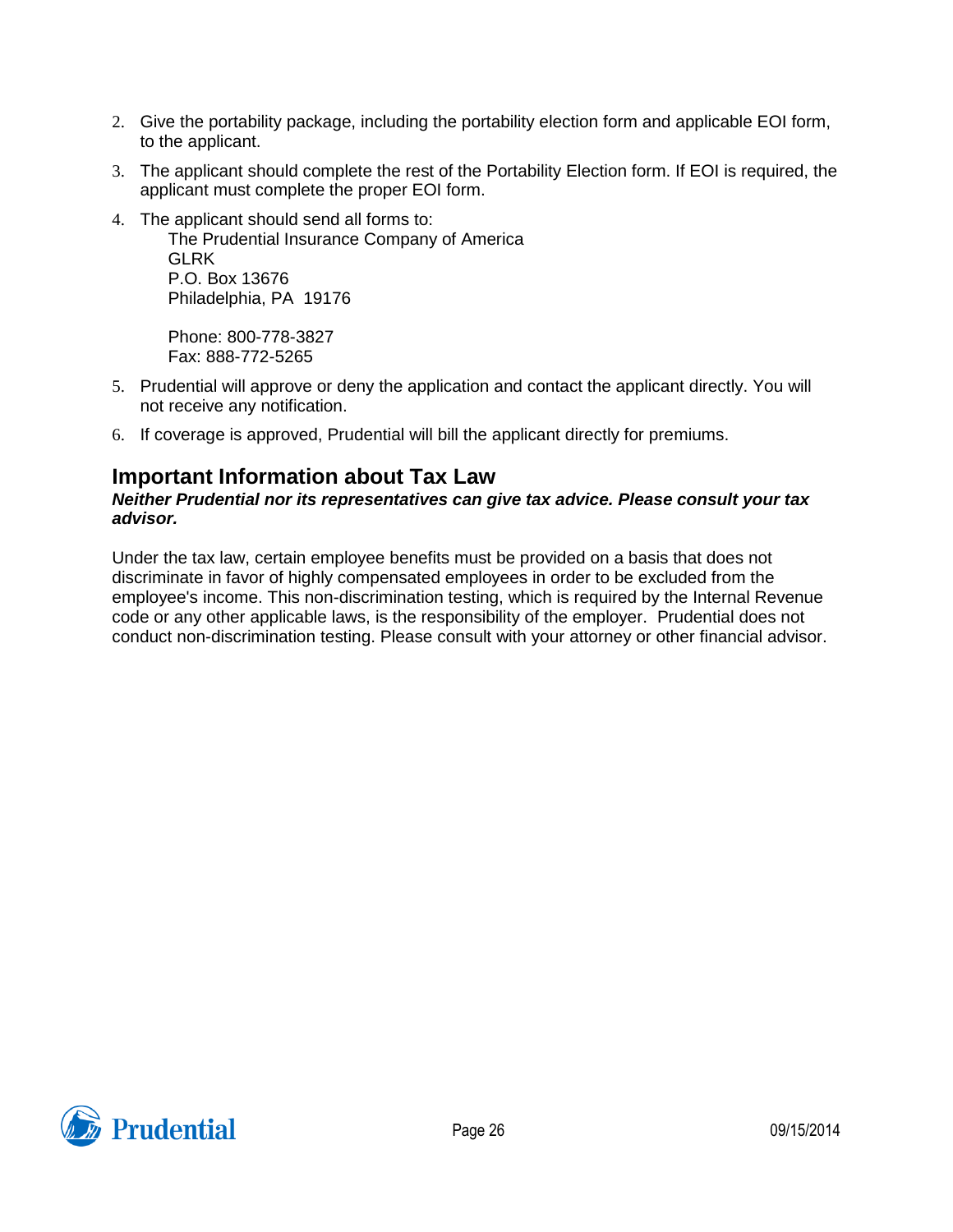2. Give the portability package, including the portability election form and applicable EOI form, to the applicant.

3. The applicant should complete the rest of the Portability Election form. If EOI is required, the applicant must complete the proper EOI form.

4. The applicant should send all forms to:

   The Prudential Insurance Company of America
   GLRK
   P.O. Box 13676
   Philadelphia, PA 19176

   Phone: 800-778-3827
   Fax: 888-772-5265

5. Prudential will approve or deny the application and contact the applicant directly. You will not receive any notification.

6. If coverage is approved, Prudential will bill the applicant directly for premiums.

## Important Information about Tax Law

***Neither Prudential nor its representatives can give tax advice. Please consult your tax advisor.***

Under the tax law, certain employee benefits must be provided on a basis that does not discriminate in favor of highly compensated employees in order to be excluded from the employee's income. This non-discrimination testing, which is required by the Internal Revenue code or any other applicable laws, is the responsibility of the employer. Prudential does not conduct non-discrimination testing. Please consult with your attorney or other financial advisor.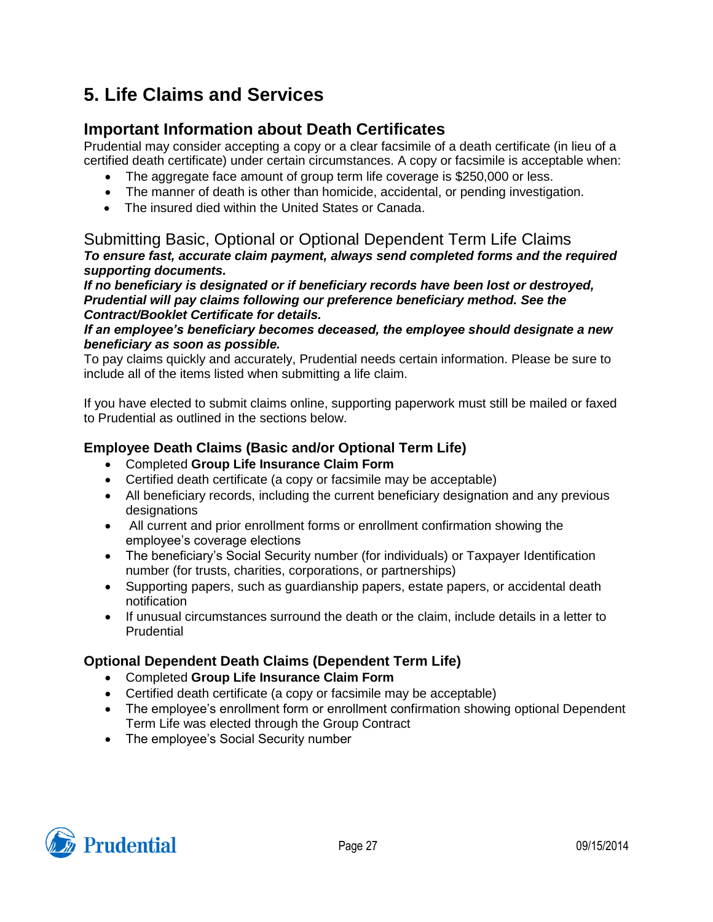# 5. Life Claims and Services

## Important Information about Death Certificates

Prudential may consider accepting a copy or a clear facsimile of a death certificate (in lieu of a certified death certificate) under certain circumstances. A copy or facsimile is acceptable when:

- The aggregate face amount of group term life coverage is $250,000 or less.
- The manner of death is other than homicide, accidental, or pending investigation.
- The insured died within the United States or Canada.

## Submitting Basic, Optional or Optional Dependent Term Life Claims

***To ensure fast, accurate claim payment, always send completed forms and the required supporting documents.***

***If no beneficiary is designated or if beneficiary records have been lost or destroyed, Prudential will pay claims following our preference beneficiary method. See the Contract/Booklet Certificate for details.***

***If an employee's beneficiary becomes deceased, the employee should designate a new beneficiary as soon as possible.***

To pay claims quickly and accurately, Prudential needs certain information. Please be sure to include all of the items listed when submitting a life claim.

If you have elected to submit claims online, supporting paperwork must still be mailed or faxed to Prudential as outlined in the sections below.

### Employee Death Claims (Basic and/or Optional Term Life)

- Completed **Group Life Insurance Claim Form**
- Certified death certificate (a copy or facsimile may be acceptable)
- All beneficiary records, including the current beneficiary designation and any previous designations
- All current and prior enrollment forms or enrollment confirmation showing the employee's coverage elections
- The beneficiary's Social Security number (for individuals) or Taxpayer Identification number (for trusts, charities, corporations, or partnerships)
- Supporting papers, such as guardianship papers, estate papers, or accidental death notification
- If unusual circumstances surround the death or the claim, include details in a letter to Prudential

### Optional Dependent Death Claims (Dependent Term Life)

- Completed **Group Life Insurance Claim Form**
- Certified death certificate (a copy or facsimile may be acceptable)
- The employee's enrollment form or enrollment confirmation showing optional Dependent Term Life was elected through the Group Contract
- The employee's Social Security number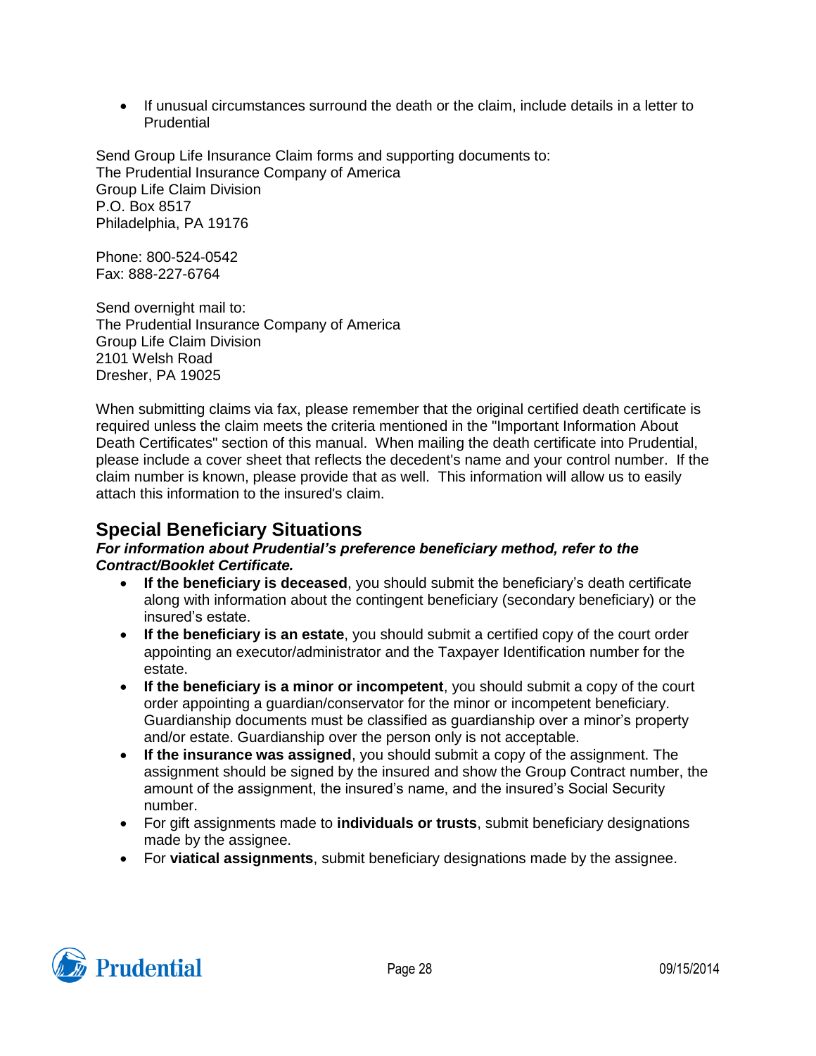- If unusual circumstances surround the death or the claim, include details in a letter to Prudential

Send Group Life Insurance Claim forms and supporting documents to:
The Prudential Insurance Company of America
Group Life Claim Division
P.O. Box 8517
Philadelphia, PA 19176

Phone: 800-524-0542
Fax: 888-227-6764

Send overnight mail to:
The Prudential Insurance Company of America
Group Life Claim Division
2101 Welsh Road
Dresher, PA 19025

When submitting claims via fax, please remember that the original certified death certificate is required unless the claim meets the criteria mentioned in the "Important Information About Death Certificates" section of this manual. When mailing the death certificate into Prudential, please include a cover sheet that reflects the decedent's name and your control number. If the claim number is known, please provide that as well. This information will allow us to easily attach this information to the insured's claim.

## Special Beneficiary Situations

***For information about Prudential's preference beneficiary method, refer to the Contract/Booklet Certificate.***

- **If the beneficiary is deceased**, you should submit the beneficiary's death certificate along with information about the contingent beneficiary (secondary beneficiary) or the insured's estate.
- **If the beneficiary is an estate**, you should submit a certified copy of the court order appointing an executor/administrator and the Taxpayer Identification number for the estate.
- **If the beneficiary is a minor or incompetent**, you should submit a copy of the court order appointing a guardian/conservator for the minor or incompetent beneficiary. Guardianship documents must be classified as guardianship over a minor's property and/or estate. Guardianship over the person only is not acceptable.
- **If the insurance was assigned**, you should submit a copy of the assignment. The assignment should be signed by the insured and show the Group Contract number, the amount of the assignment, the insured's name, and the insured's Social Security number.
- For gift assignments made to **individuals or trusts**, submit beneficiary designations made by the assignee.
- For **viatical assignments**, submit beneficiary designations made by the assignee.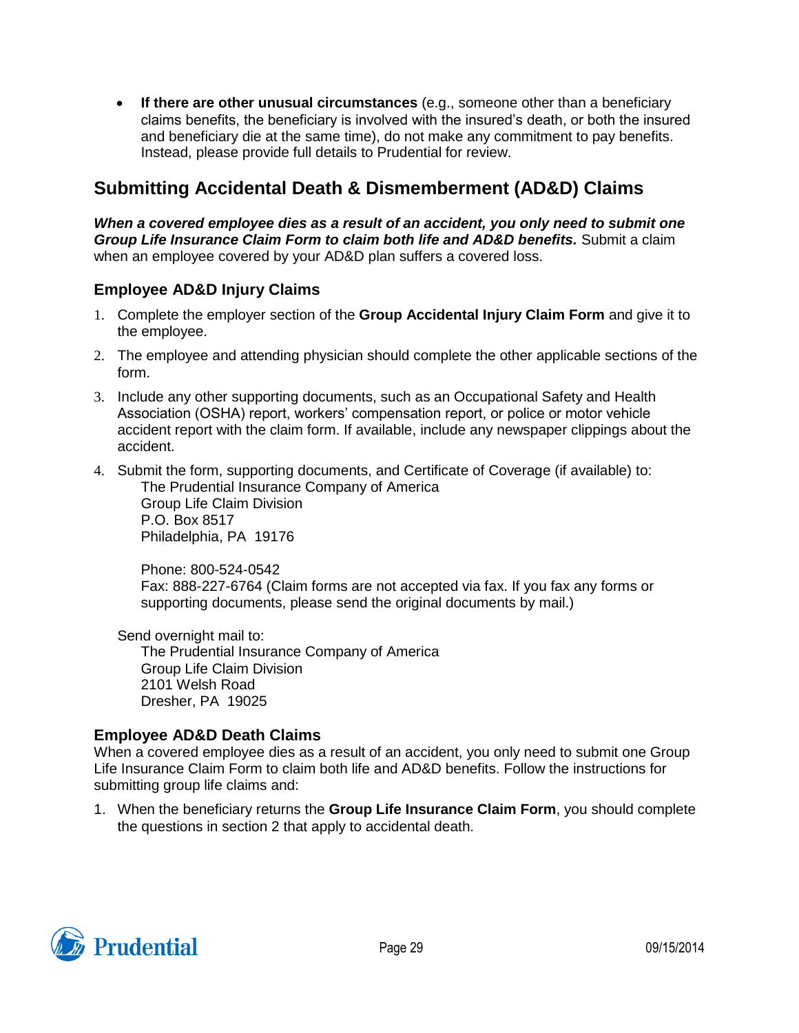- **If there are other unusual circumstances** (e.g., someone other than a beneficiary claims benefits, the beneficiary is involved with the insured's death, or both the insured and beneficiary die at the same time), do not make any commitment to pay benefits. Instead, please provide full details to Prudential for review.

## Submitting Accidental Death & Dismemberment (AD&D) Claims

***When a covered employee dies as a result of an accident, you only need to submit one Group Life Insurance Claim Form to claim both life and AD&D benefits.*** Submit a claim when an employee covered by your AD&D plan suffers a covered loss.

### Employee AD&D Injury Claims

1. Complete the employer section of the **Group Accidental Injury Claim Form** and give it to the employee.
2. The employee and attending physician should complete the other applicable sections of the form.
3. Include any other supporting documents, such as an Occupational Safety and Health Association (OSHA) report, workers' compensation report, or police or motor vehicle accident report with the claim form. If available, include any newspaper clippings about the accident.
4. Submit the form, supporting documents, and Certificate of Coverage (if available) to:

   The Prudential Insurance Company of America
   Group Life Claim Division
   P.O. Box 8517
   Philadelphia, PA 19176

   Phone: 800-524-0542
   Fax: 888-227-6764 (Claim forms are not accepted via fax. If you fax any forms or supporting documents, please send the original documents by mail.)

   Send overnight mail to:

   The Prudential Insurance Company of America
   Group Life Claim Division
   2101 Welsh Road
   Dresher, PA 19025

### Employee AD&D Death Claims

When a covered employee dies as a result of an accident, you only need to submit one Group Life Insurance Claim Form to claim both life and AD&D benefits. Follow the instructions for submitting group life claims and:

1. When the beneficiary returns the **Group Life Insurance Claim Form**, you should complete the questions in section 2 that apply to accidental death.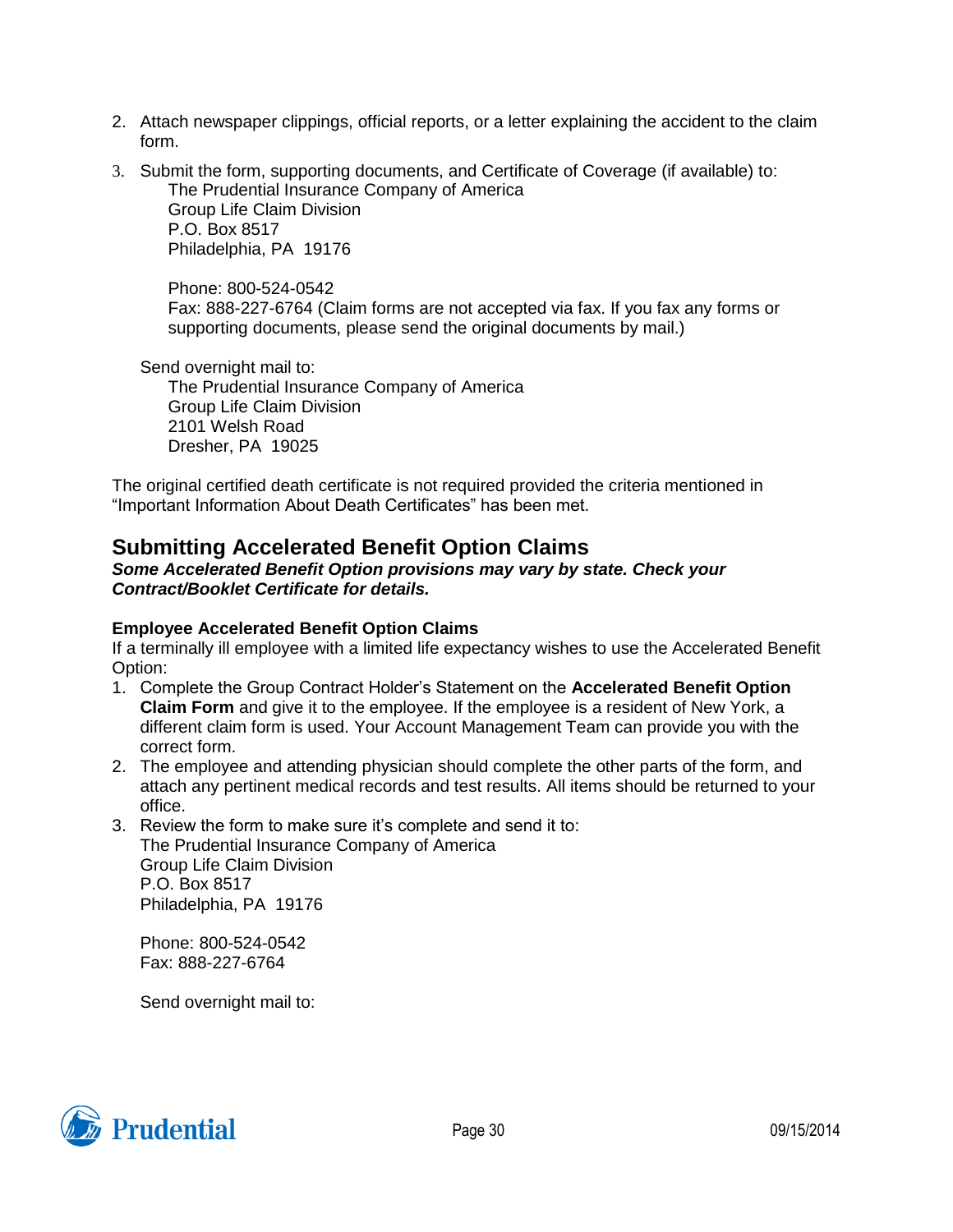2. Attach newspaper clippings, official reports, or a letter explaining the accident to the claim form.
3. Submit the form, supporting documents, and Certificate of Coverage (if available) to:

   The Prudential Insurance Company of America
   Group Life Claim Division
   P.O. Box 8517
   Philadelphia, PA 19176

   Phone: 800-524-0542
   Fax: 888-227-6764 (Claim forms are not accepted via fax. If you fax any forms or supporting documents, please send the original documents by mail.)

   Send overnight mail to:

   The Prudential Insurance Company of America
   Group Life Claim Division
   2101 Welsh Road
   Dresher, PA 19025

The original certified death certificate is not required provided the criteria mentioned in "Important Information About Death Certificates" has been met.

## Submitting Accelerated Benefit Option Claims

***Some Accelerated Benefit Option provisions may vary by state. Check your Contract/Booklet Certificate for details.***

### Employee Accelerated Benefit Option Claims

If a terminally ill employee with a limited life expectancy wishes to use the Accelerated Benefit Option:

1. Complete the Group Contract Holder's Statement on the **Accelerated Benefit Option Claim Form** and give it to the employee. If the employee is a resident of New York, a different claim form is used. Your Account Management Team can provide you with the correct form.
2. The employee and attending physician should complete the other parts of the form, and attach any pertinent medical records and test results. All items should be returned to your office.
3. Review the form to make sure it's complete and send it to:

   The Prudential Insurance Company of America
   Group Life Claim Division
   P.O. Box 8517
   Philadelphia, PA 19176

   Phone: 800-524-0542
   Fax: 888-227-6764

   Send overnight mail to: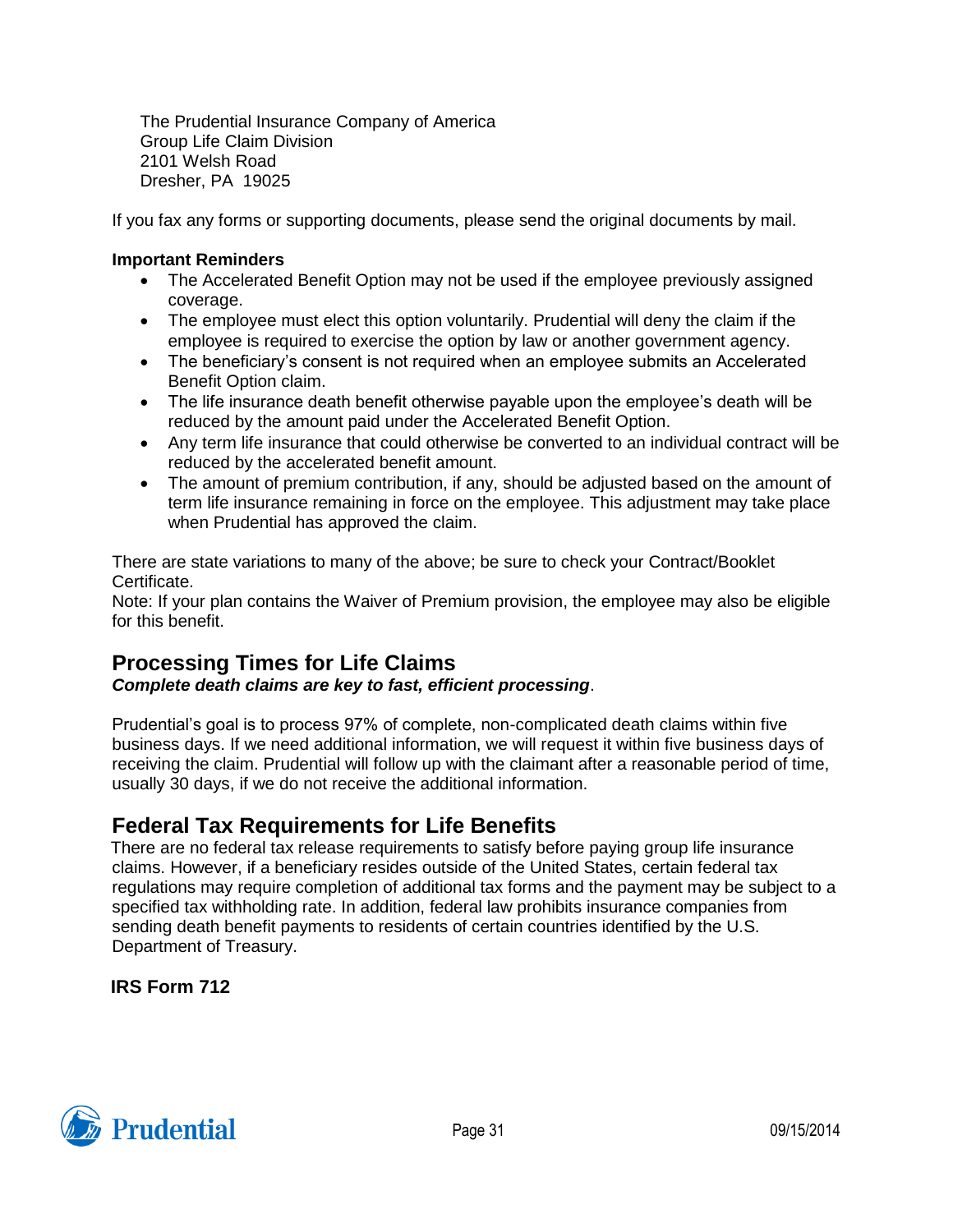The Prudential Insurance Company of America
Group Life Claim Division
2101 Welsh Road
Dresher, PA 19025

If you fax any forms or supporting documents, please send the original documents by mail.

**Important Reminders**

- The Accelerated Benefit Option may not be used if the employee previously assigned coverage.
- The employee must elect this option voluntarily. Prudential will deny the claim if the employee is required to exercise the option by law or another government agency.
- The beneficiary's consent is not required when an employee submits an Accelerated Benefit Option claim.
- The life insurance death benefit otherwise payable upon the employee's death will be reduced by the amount paid under the Accelerated Benefit Option.
- Any term life insurance that could otherwise be converted to an individual contract will be reduced by the accelerated benefit amount.
- The amount of premium contribution, if any, should be adjusted based on the amount of term life insurance remaining in force on the employee. This adjustment may take place when Prudential has approved the claim.

There are state variations to many of the above; be sure to check your Contract/Booklet Certificate.
Note: If your plan contains the Waiver of Premium provision, the employee may also be eligible for this benefit.

## Processing Times for Life Claims

***Complete death claims are key to fast, efficient processing***.

Prudential's goal is to process 97% of complete, non-complicated death claims within five business days. If we need additional information, we will request it within five business days of receiving the claim. Prudential will follow up with the claimant after a reasonable period of time, usually 30 days, if we do not receive the additional information.

## Federal Tax Requirements for Life Benefits

There are no federal tax release requirements to satisfy before paying group life insurance claims. However, if a beneficiary resides outside of the United States, certain federal tax regulations may require completion of additional tax forms and the payment may be subject to a specified tax withholding rate. In addition, federal law prohibits insurance companies from sending death benefit payments to residents of certain countries identified by the U.S. Department of Treasury.

**IRS Form 712**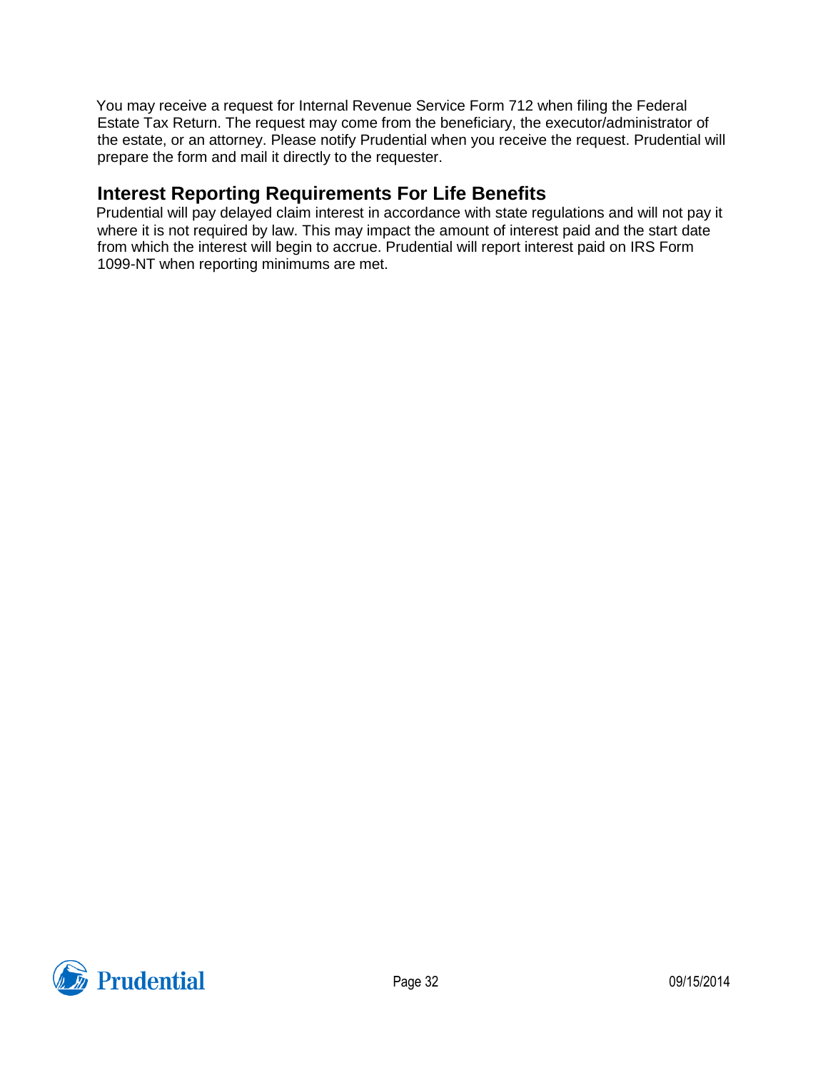You may receive a request for Internal Revenue Service Form 712 when filing the Federal Estate Tax Return. The request may come from the beneficiary, the executor/administrator of the estate, or an attorney. Please notify Prudential when you receive the request. Prudential will prepare the form and mail it directly to the requester.

## Interest Reporting Requirements For Life Benefits

Prudential will pay delayed claim interest in accordance with state regulations and will not pay it where it is not required by law. This may impact the amount of interest paid and the start date from which the interest will begin to accrue. Prudential will report interest paid on IRS Form 1099-NT when reporting minimums are met.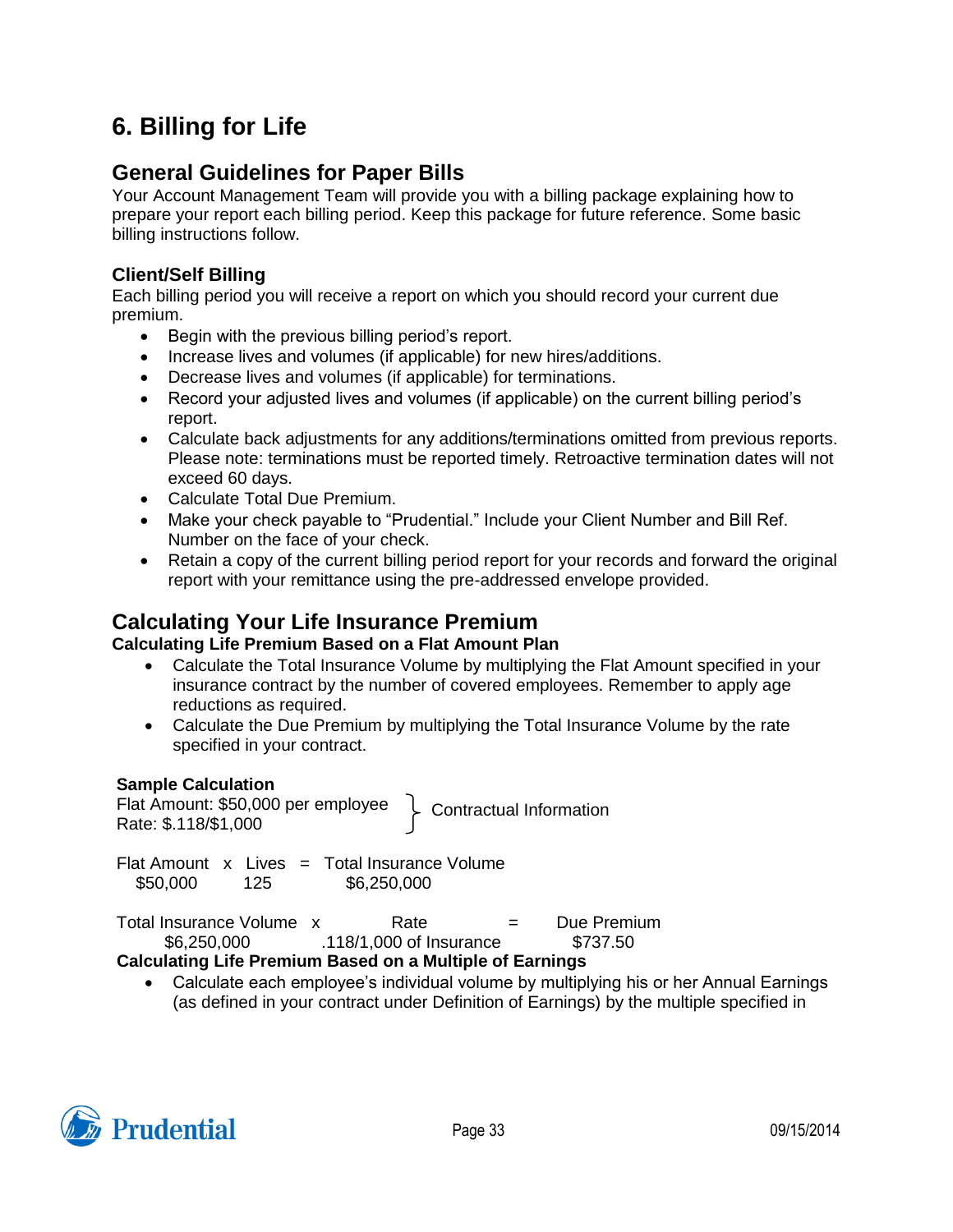# 6. Billing for Life

## General Guidelines for Paper Bills

Your Account Management Team will provide you with a billing package explaining how to prepare your report each billing period. Keep this package for future reference. Some basic billing instructions follow.

### Client/Self Billing

Each billing period you will receive a report on which you should record your current due premium.

- Begin with the previous billing period's report.
- Increase lives and volumes (if applicable) for new hires/additions.
- Decrease lives and volumes (if applicable) for terminations.
- Record your adjusted lives and volumes (if applicable) on the current billing period's report.
- Calculate back adjustments for any additions/terminations omitted from previous reports. Please note: terminations must be reported timely. Retroactive termination dates will not exceed 60 days.
- Calculate Total Due Premium.
- Make your check payable to "Prudential." Include your Client Number and Bill Ref. Number on the face of your check.
- Retain a copy of the current billing period report for your records and forward the original report with your remittance using the pre-addressed envelope provided.

## Calculating Your Life Insurance Premium

**Calculating Life Premium Based on a Flat Amount Plan**

- Calculate the Total Insurance Volume by multiplying the Flat Amount specified in your insurance contract by the number of covered employees. Remember to apply age reductions as required.
- Calculate the Due Premium by multiplying the Total Insurance Volume by the rate specified in your contract.

**Sample Calculation**

Flat Amount: $50,000 per employee
Rate: $.118/$1,000
} Contractual Information

| Flat Amount | x | Lives | = | Total Insurance Volume |
|---|---|---|---|---|
| $50,000 | | 125 | | $6,250,000 |

| Total Insurance Volume | x | Rate | = | Due Premium |
|---|---|---|---|---|
| $6,250,000 | | .118/1,000 of Insurance | | $737.50 |

**Calculating Life Premium Based on a Multiple of Earnings**

- Calculate each employee's individual volume by multiplying his or her Annual Earnings (as defined in your contract under Definition of Earnings) by the multiple specified in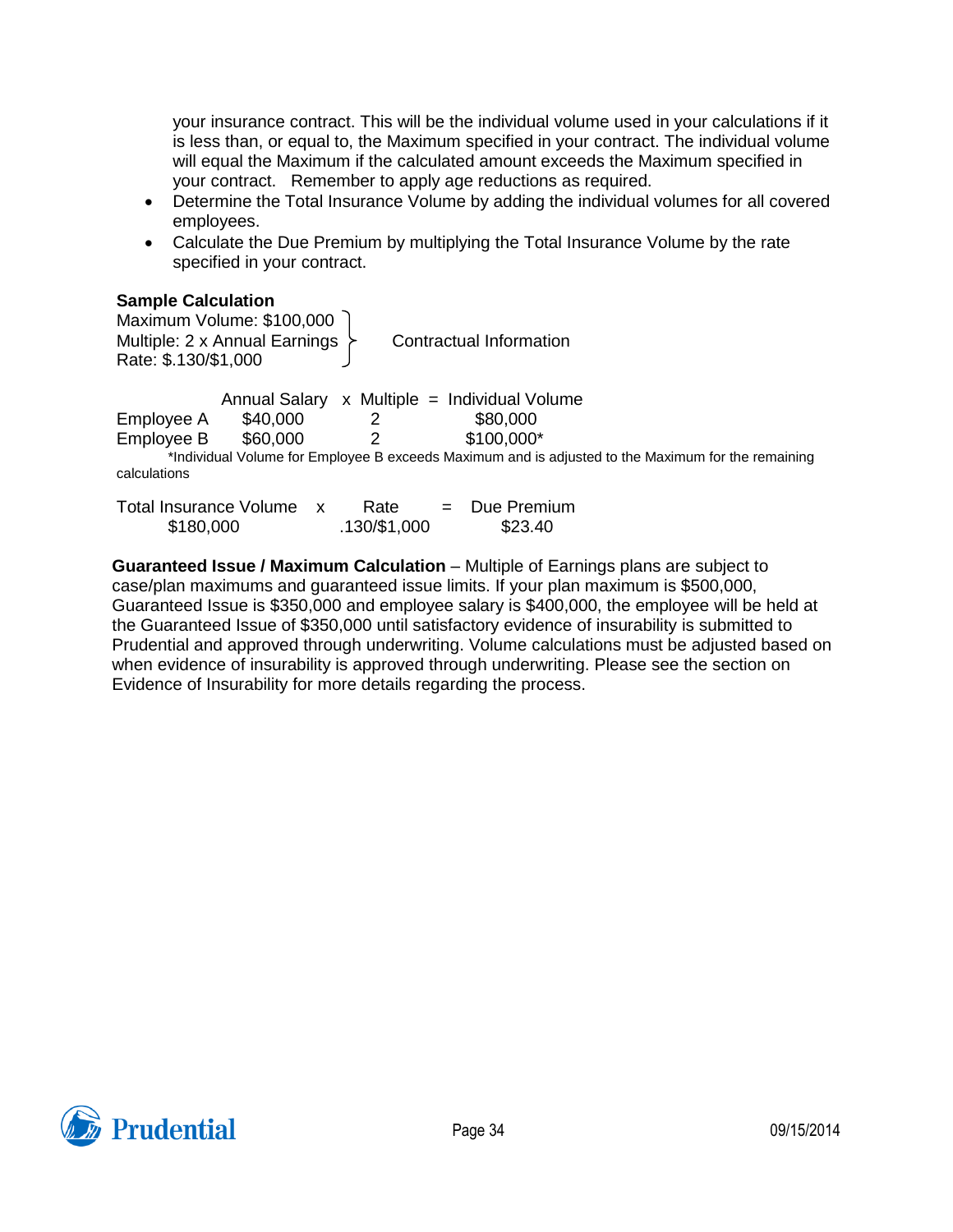your insurance contract. This will be the individual volume used in your calculations if it is less than, or equal to, the Maximum specified in your contract. The individual volume will equal the Maximum if the calculated amount exceeds the Maximum specified in your contract. Remember to apply age reductions as required.

- Determine the Total Insurance Volume by adding the individual volumes for all covered employees.
- Calculate the Due Premium by multiplying the Total Insurance Volume by the rate specified in your contract.

**Sample Calculation**

Maximum Volume: $100,000
Multiple: 2 x Annual Earnings
Rate: $.130/$1,000

} Contractual Information

| | Annual Salary | x Multiple | = Individual Volume |
|---|---|---|---|
| Employee A | $40,000 | 2 | $80,000 |
| Employee B | $60,000 | 2 | $100,000* |

*Individual Volume for Employee B exceeds Maximum and is adjusted to the Maximum for the remaining calculations

| Total Insurance Volume | x | Rate | = | Due Premium |
|---|---|---|---|---|
| $180,000 | | .130/$1,000 | | $23.40 |

**Guaranteed Issue / Maximum Calculation** – Multiple of Earnings plans are subject to case/plan maximums and guaranteed issue limits. If your plan maximum is $500,000, Guaranteed Issue is $350,000 and employee salary is $400,000, the employee will be held at the Guaranteed Issue of $350,000 until satisfactory evidence of insurability is submitted to Prudential and approved through underwriting. Volume calculations must be adjusted based on when evidence of insurability is approved through underwriting. Please see the section on Evidence of Insurability for more details regarding the process.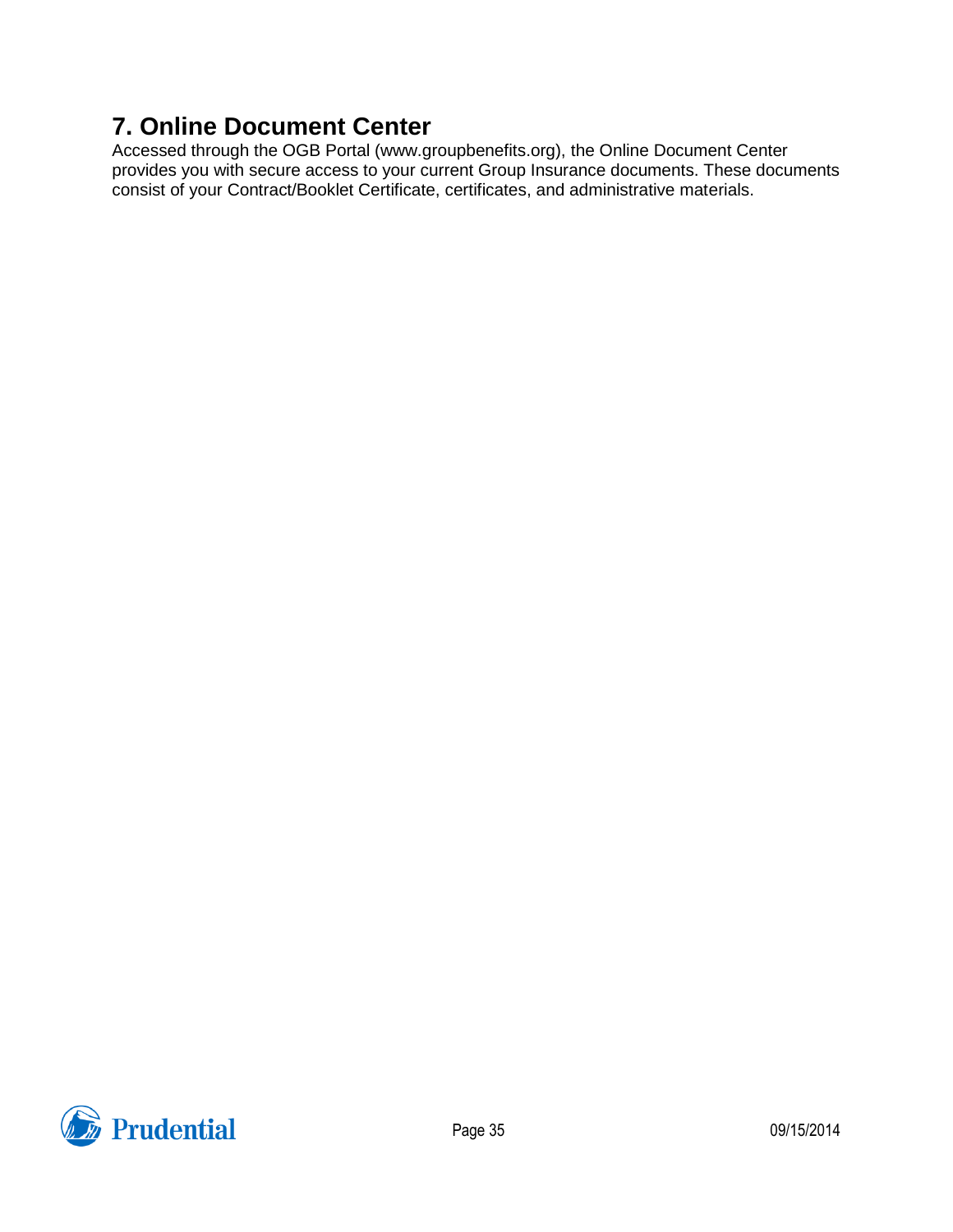## 7. Online Document Center

Accessed through the OGB Portal (www.groupbenefits.org), the Online Document Center provides you with secure access to your current Group Insurance documents. These documents consist of your Contract/Booklet Certificate, certificates, and administrative materials.